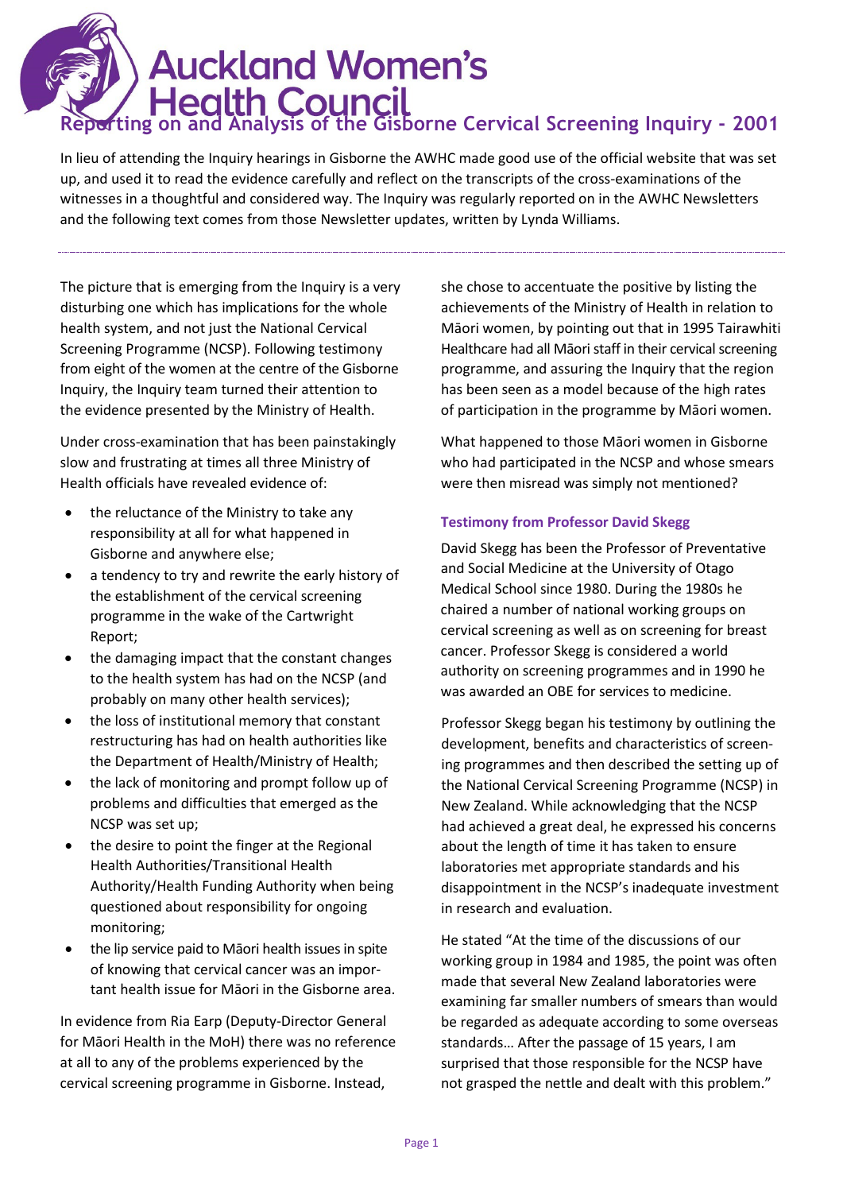# Auckland Women's Health Council

## Reporting on and Analysis of the Gisborne Cervical Screening Inquiry - 2001

In lieu of attending the Inquiry hearings in Gisborne the AWHC made good use of the official website that was set up, and used it to read the evidence carefully and reflect on the transcripts of the cross-examinations of the witnesses in a thoughtful and considered way. The Inquiry was regularly reported on in the AWHC Newsletters and the following text comes from those Newsletter updates, written by Lynda Williams.

---

The picture that is emerging from the Inquiry is a very disturbing one which has implications for the whole health system, and not just the National Cervical Screening Programme (NCSP). Following testimony from eight of the women at the centre of the Gisborne Inquiry, the Inquiry team turned their attention to the evidence presented by the Ministry of Health.

Under cross-examination that has been painstakingly slow and frustrating at times all three Ministry of Health officials have revealed evidence of:

- the reluctance of the Ministry to take any responsibility at all for what happened in Gisborne and anywhere else;
- a tendency to try and rewrite the early history of the establishment of the cervical screening programme in the wake of the Cartwright Report;
- the damaging impact that the constant changes to the health system has had on the NCSP (and probably on many other health services);
- the loss of institutional memory that constant restructuring has had on health authorities like the Department of Health/Ministry of Health;
- the lack of monitoring and prompt follow up of problems and difficulties that emerged as the NCSP was set up;
- the desire to point the finger at the Regional Health Authorities/Transitional Health Authority/Health Funding Authority when being questioned about responsibility for ongoing monitoring;
- the lip service paid to Māori health issues in spite of knowing that cervical cancer was an important health issue for Māori in the Gisborne area.

In evidence from Ria Earp (Deputy-Director General for Māori Health in the MoH) there was no reference at all to any of the problems experienced by the cervical screening programme in Gisborne. Instead, she chose to accentuate the positive by listing the achievements of the Ministry of Health in relation to Māori women, by pointing out that in 1995 Tairawhiti Healthcare had all Māori staff in their cervical screening programme, and assuring the Inquiry that the region has been seen as a model because of the high rates of participation in the programme by Māori women.

What happened to those Māori women in Gisborne who had participated in the NCSP and whose smears were then misread was simply not mentioned?

### Testimony from Professor David Skegg

David Skegg has been the Professor of Preventative and Social Medicine at the University of Otago Medical School since 1980. During the 1980s he chaired a number of national working groups on cervical screening as well as on screening for breast cancer. Professor Skegg is considered a world authority on screening programmes and in 1990 he was awarded an OBE for services to medicine.

Professor Skegg began his testimony by outlining the development, benefits and characteristics of screening programmes and then described the setting up of the National Cervical Screening Programme (NCSP) in New Zealand. While acknowledging that the NCSP had achieved a great deal, he expressed his concerns about the length of time it has taken to ensure laboratories met appropriate standards and his disappointment in the NCSP's inadequate investment in research and evaluation.

He stated "At the time of the discussions of our working group in 1984 and 1985, the point was often made that several New Zealand laboratories were examining far smaller numbers of smears than would be regarded as adequate according to some overseas standards… After the passage of 15 years, I am surprised that those responsible for the NCSP have not grasped the nettle and dealt with this problem."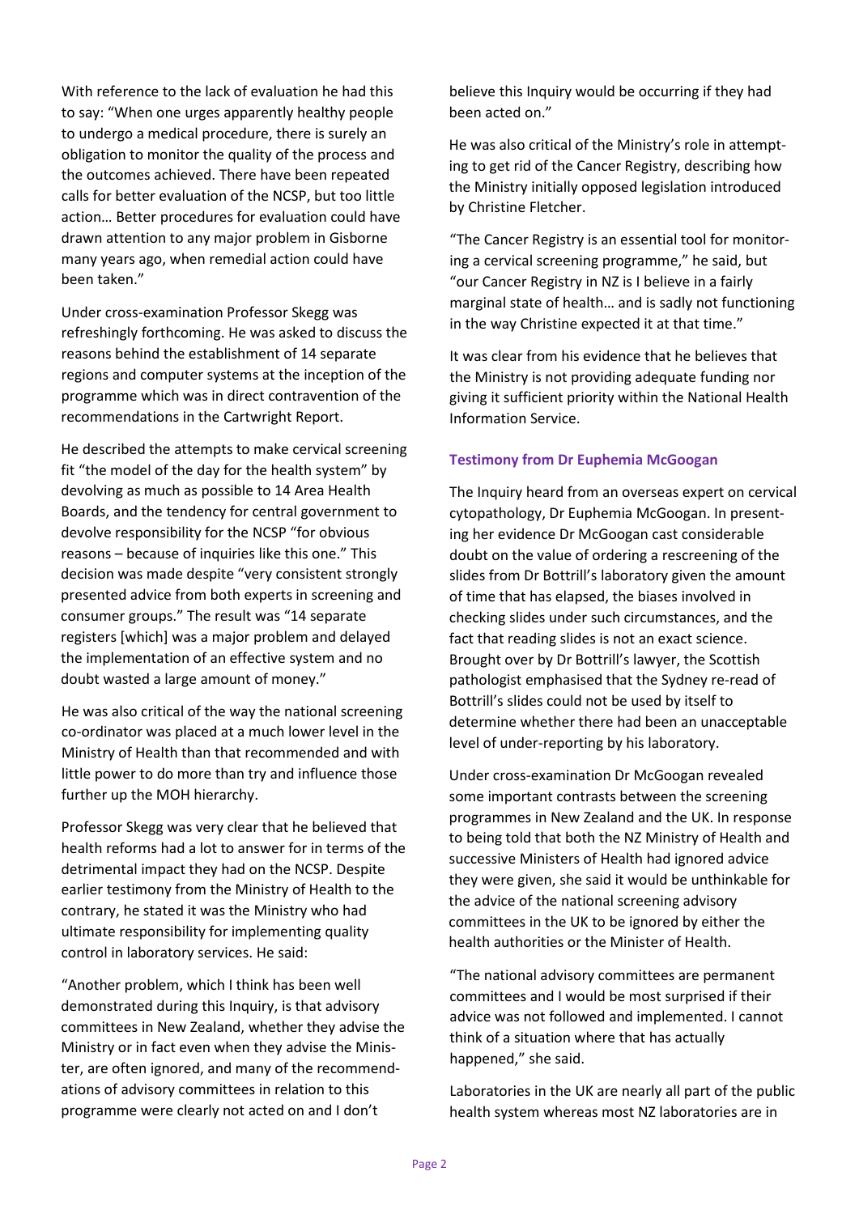With reference to the lack of evaluation he had this to say: "When one urges apparently healthy people to undergo a medical procedure, there is surely an obligation to monitor the quality of the process and the outcomes achieved. There have been repeated calls for better evaluation of the NCSP, but too little action… Better procedures for evaluation could have drawn attention to any major problem in Gisborne many years ago, when remedial action could have been taken."

Under cross-examination Professor Skegg was refreshingly forthcoming. He was asked to discuss the reasons behind the establishment of 14 separate regions and computer systems at the inception of the programme which was in direct contravention of the recommendations in the Cartwright Report.

He described the attempts to make cervical screening fit "the model of the day for the health system" by devolving as much as possible to 14 Area Health Boards, and the tendency for central government to devolve responsibility for the NCSP "for obvious reasons – because of inquiries like this one." This decision was made despite "very consistent strongly presented advice from both experts in screening and consumer groups." The result was "14 separate registers [which] was a major problem and delayed the implementation of an effective system and no doubt wasted a large amount of money."

He was also critical of the way the national screening co-ordinator was placed at a much lower level in the Ministry of Health than that recommended and with little power to do more than try and influence those further up the MOH hierarchy.

Professor Skegg was very clear that he believed that health reforms had a lot to answer for in terms of the detrimental impact they had on the NCSP. Despite earlier testimony from the Ministry of Health to the contrary, he stated it was the Ministry who had ultimate responsibility for implementing quality control in laboratory services. He said:

"Another problem, which I think has been well demonstrated during this Inquiry, is that advisory committees in New Zealand, whether they advise the Ministry or in fact even when they advise the Minister, are often ignored, and many of the recommendations of advisory committees in relation to this programme were clearly not acted on and I don't believe this Inquiry would be occurring if they had been acted on."

He was also critical of the Ministry's role in attempting to get rid of the Cancer Registry, describing how the Ministry initially opposed legislation introduced by Christine Fletcher.

"The Cancer Registry is an essential tool for monitoring a cervical screening programme," he said, but "our Cancer Registry in NZ is I believe in a fairly marginal state of health… and is sadly not functioning in the way Christine expected it at that time."

It was clear from his evidence that he believes that the Ministry is not providing adequate funding nor giving it sufficient priority within the National Health Information Service.

### Testimony from Dr Euphemia McGoogan

The Inquiry heard from an overseas expert on cervical cytopathology, Dr Euphemia McGoogan. In presenting her evidence Dr McGoogan cast considerable doubt on the value of ordering a rescreening of the slides from Dr Bottrill's laboratory given the amount of time that has elapsed, the biases involved in checking slides under such circumstances, and the fact that reading slides is not an exact science. Brought over by Dr Bottrill's lawyer, the Scottish pathologist emphasised that the Sydney re-read of Bottrill's slides could not be used by itself to determine whether there had been an unacceptable level of under-reporting by his laboratory.

Under cross-examination Dr McGoogan revealed some important contrasts between the screening programmes in New Zealand and the UK. In response to being told that both the NZ Ministry of Health and successive Ministers of Health had ignored advice they were given, she said it would be unthinkable for the advice of the national screening advisory committees in the UK to be ignored by either the health authorities or the Minister of Health.

"The national advisory committees are permanent committees and I would be most surprised if their advice was not followed and implemented. I cannot think of a situation where that has actually happened," she said.

Laboratories in the UK are nearly all part of the public health system whereas most NZ laboratories are in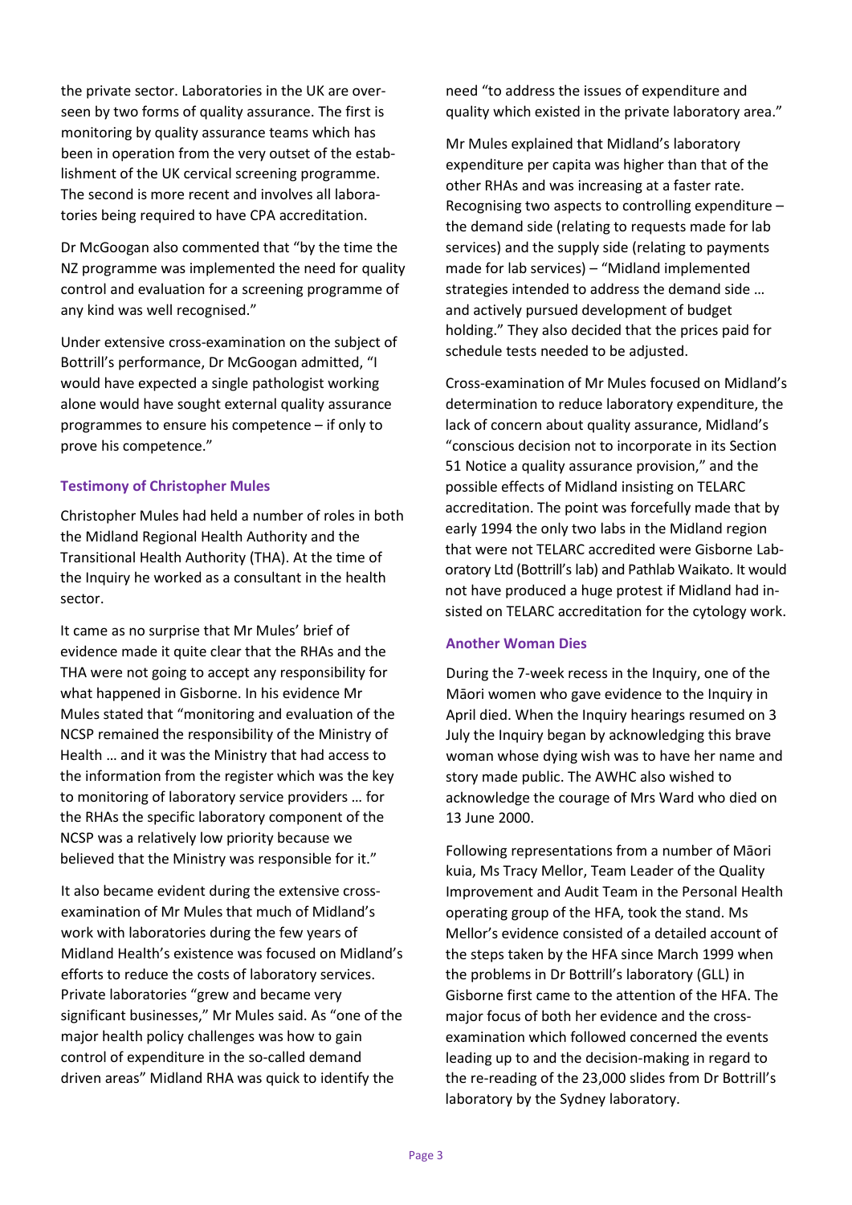the private sector. Laboratories in the UK are overseen by two forms of quality assurance. The first is monitoring by quality assurance teams which has been in operation from the very outset of the establishment of the UK cervical screening programme. The second is more recent and involves all laboratories being required to have CPA accreditation.

Dr McGoogan also commented that "by the time the NZ programme was implemented the need for quality control and evaluation for a screening programme of any kind was well recognised."

Under extensive cross-examination on the subject of Bottrill's performance, Dr McGoogan admitted, "I would have expected a single pathologist working alone would have sought external quality assurance programmes to ensure his competence – if only to prove his competence."

### Testimony of Christopher Mules

Christopher Mules had held a number of roles in both the Midland Regional Health Authority and the Transitional Health Authority (THA). At the time of the Inquiry he worked as a consultant in the health sector.

It came as no surprise that Mr Mules' brief of evidence made it quite clear that the RHAs and the THA were not going to accept any responsibility for what happened in Gisborne. In his evidence Mr Mules stated that "monitoring and evaluation of the NCSP remained the responsibility of the Ministry of Health … and it was the Ministry that had access to the information from the register which was the key to monitoring of laboratory service providers … for the RHAs the specific laboratory component of the NCSP was a relatively low priority because we believed that the Ministry was responsible for it."

It also became evident during the extensive cross-examination of Mr Mules that much of Midland's work with laboratories during the few years of Midland Health's existence was focused on Midland's efforts to reduce the costs of laboratory services. Private laboratories "grew and became very significant businesses," Mr Mules said. As "one of the major health policy challenges was how to gain control of expenditure in the so-called demand driven areas" Midland RHA was quick to identify the need "to address the issues of expenditure and quality which existed in the private laboratory area."

Mr Mules explained that Midland's laboratory expenditure per capita was higher than that of the other RHAs and was increasing at a faster rate. Recognising two aspects to controlling expenditure – the demand side (relating to requests made for lab services) and the supply side (relating to payments made for lab services) – "Midland implemented strategies intended to address the demand side … and actively pursued development of budget holding." They also decided that the prices paid for schedule tests needed to be adjusted.

Cross-examination of Mr Mules focused on Midland's determination to reduce laboratory expenditure, the lack of concern about quality assurance, Midland's "conscious decision not to incorporate in its Section 51 Notice a quality assurance provision," and the possible effects of Midland insisting on TELARC accreditation. The point was forcefully made that by early 1994 the only two labs in the Midland region that were not TELARC accredited were Gisborne Laboratory Ltd (Bottrill's lab) and Pathlab Waikato. It would not have produced a huge protest if Midland had insisted on TELARC accreditation for the cytology work.

### Another Woman Dies

During the 7-week recess in the Inquiry, one of the Māori women who gave evidence to the Inquiry in April died. When the Inquiry hearings resumed on 3 July the Inquiry began by acknowledging this brave woman whose dying wish was to have her name and story made public. The AWHC also wished to acknowledge the courage of Mrs Ward who died on 13 June 2000.

Following representations from a number of Māori kuia, Ms Tracy Mellor, Team Leader of the Quality Improvement and Audit Team in the Personal Health operating group of the HFA, took the stand. Ms Mellor's evidence consisted of a detailed account of the steps taken by the HFA since March 1999 when the problems in Dr Bottrill's laboratory (GLL) in Gisborne first came to the attention of the HFA. The major focus of both her evidence and the cross-examination which followed concerned the events leading up to and the decision-making in regard to the re-reading of the 23,000 slides from Dr Bottrill's laboratory by the Sydney laboratory.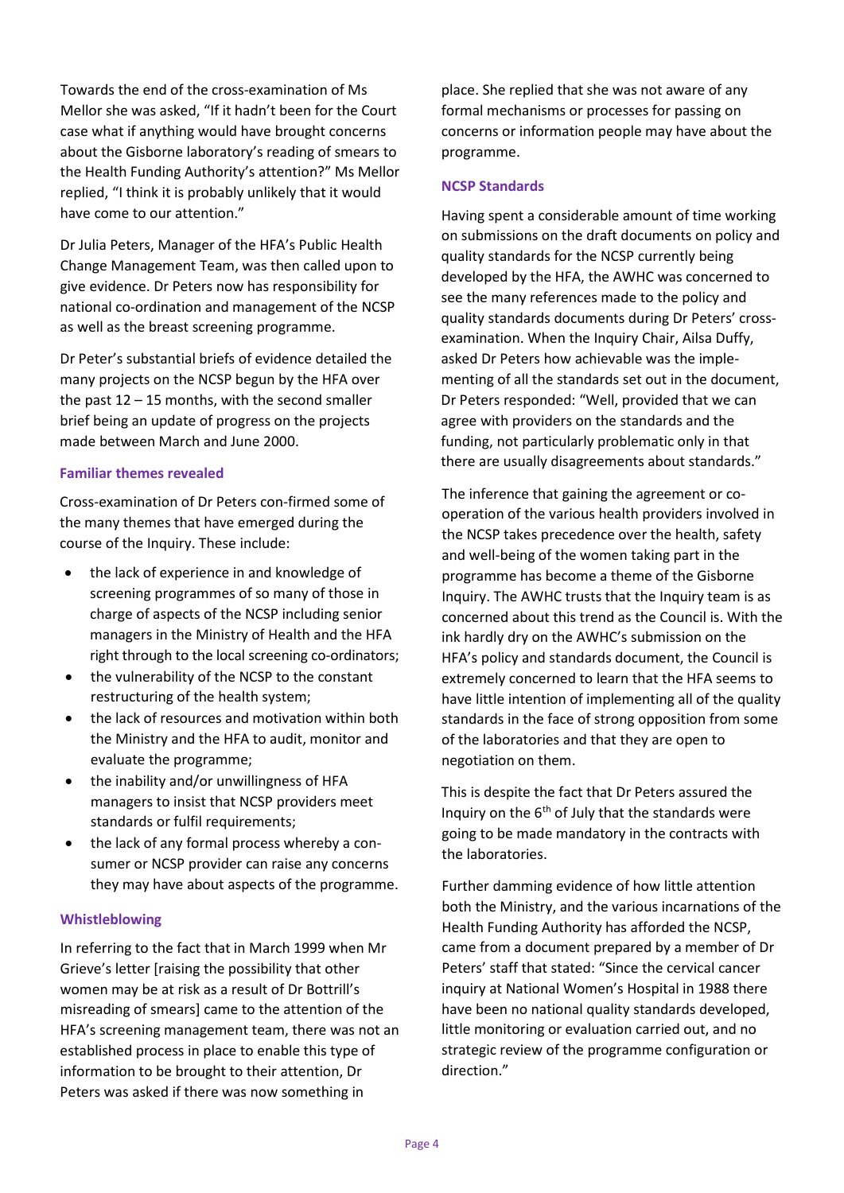Towards the end of the cross-examination of Ms Mellor she was asked, "If it hadn't been for the Court case what if anything would have brought concerns about the Gisborne laboratory's reading of smears to the Health Funding Authority's attention?" Ms Mellor replied, "I think it is probably unlikely that it would have come to our attention."

Dr Julia Peters, Manager of the HFA's Public Health Change Management Team, was then called upon to give evidence. Dr Peters now has responsibility for national co-ordination and management of the NCSP as well as the breast screening programme.

Dr Peter's substantial briefs of evidence detailed the many projects on the NCSP begun by the HFA over the past 12 – 15 months, with the second smaller brief being an update of progress on the projects made between March and June 2000.

### Familiar themes revealed

Cross-examination of Dr Peters con-firmed some of the many themes that have emerged during the course of the Inquiry. These include:

- the lack of experience in and knowledge of screening programmes of so many of those in charge of aspects of the NCSP including senior managers in the Ministry of Health and the HFA right through to the local screening co-ordinators;
- the vulnerability of the NCSP to the constant restructuring of the health system;
- the lack of resources and motivation within both the Ministry and the HFA to audit, monitor and evaluate the programme;
- the inability and/or unwillingness of HFA managers to insist that NCSP providers meet standards or fulfil requirements;
- the lack of any formal process whereby a con-sumer or NCSP provider can raise any concerns they may have about aspects of the programme.

### Whistleblowing

In referring to the fact that in March 1999 when Mr Grieve's letter [raising the possibility that other women may be at risk as a result of Dr Bottrill's misreading of smears] came to the attention of the HFA's screening management team, there was not an established process in place to enable this type of information to be brought to their attention, Dr Peters was asked if there was now something in place. She replied that she was not aware of any formal mechanisms or processes for passing on concerns or information people may have about the programme.

### NCSP Standards

Having spent a considerable amount of time working on submissions on the draft documents on policy and quality standards for the NCSP currently being developed by the HFA, the AWHC was concerned to see the many references made to the policy and quality standards documents during Dr Peters' cross-examination. When the Inquiry Chair, Ailsa Duffy, asked Dr Peters how achievable was the imple-menting of all the standards set out in the document, Dr Peters responded: "Well, provided that we can agree with providers on the standards and the funding, not particularly problematic only in that there are usually disagreements about standards."

The inference that gaining the agreement or co-operation of the various health providers involved in the NCSP takes precedence over the health, safety and well-being of the women taking part in the programme has become a theme of the Gisborne Inquiry. The AWHC trusts that the Inquiry team is as concerned about this trend as the Council is. With the ink hardly dry on the AWHC's submission on the HFA's policy and standards document, the Council is extremely concerned to learn that the HFA seems to have little intention of implementing all of the quality standards in the face of strong opposition from some of the laboratories and that they are open to negotiation on them.

This is despite the fact that Dr Peters assured the Inquiry on the 6th of July that the standards were going to be made mandatory in the contracts with the laboratories.

Further damming evidence of how little attention both the Ministry, and the various incarnations of the Health Funding Authority has afforded the NCSP, came from a document prepared by a member of Dr Peters' staff that stated: "Since the cervical cancer inquiry at National Women's Hospital in 1988 there have been no national quality standards developed, little monitoring or evaluation carried out, and no strategic review of the programme configuration or direction."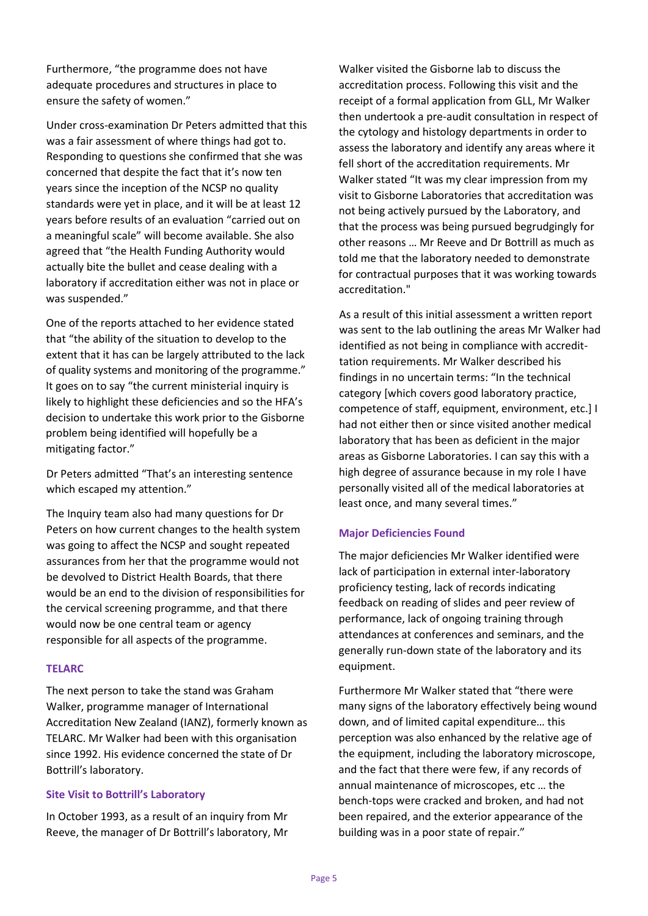Furthermore, "the programme does not have adequate procedures and structures in place to ensure the safety of women."

Under cross-examination Dr Peters admitted that this was a fair assessment of where things had got to. Responding to questions she confirmed that she was concerned that despite the fact that it's now ten years since the inception of the NCSP no quality standards were yet in place, and it will be at least 12 years before results of an evaluation "carried out on a meaningful scale" will become available. She also agreed that "the Health Funding Authority would actually bite the bullet and cease dealing with a laboratory if accreditation either was not in place or was suspended."

One of the reports attached to her evidence stated that "the ability of the situation to develop to the extent that it has can be largely attributed to the lack of quality systems and monitoring of the programme." It goes on to say "the current ministerial inquiry is likely to highlight these deficiencies and so the HFA's decision to undertake this work prior to the Gisborne problem being identified will hopefully be a mitigating factor."

Dr Peters admitted "That's an interesting sentence which escaped my attention."

The Inquiry team also had many questions for Dr Peters on how current changes to the health system was going to affect the NCSP and sought repeated assurances from her that the programme would not be devolved to District Health Boards, that there would be an end to the division of responsibilities for the cervical screening programme, and that there would now be one central team or agency responsible for all aspects of the programme.

### TELARC

The next person to take the stand was Graham Walker, programme manager of International Accreditation New Zealand (IANZ), formerly known as TELARC. Mr Walker had been with this organisation since 1992. His evidence concerned the state of Dr Bottrill's laboratory.

### Site Visit to Bottrill's Laboratory

In October 1993, as a result of an inquiry from Mr Reeve, the manager of Dr Bottrill's laboratory, Mr Walker visited the Gisborne lab to discuss the accreditation process. Following this visit and the receipt of a formal application from GLL, Mr Walker then undertook a pre-audit consultation in respect of the cytology and histology departments in order to assess the laboratory and identify any areas where it fell short of the accreditation requirements. Mr Walker stated "It was my clear impression from my visit to Gisborne Laboratories that accreditation was not being actively pursued by the Laboratory, and that the process was being pursued begrudgingly for other reasons … Mr Reeve and Dr Bottrill as much as told me that the laboratory needed to demonstrate for contractual purposes that it was working towards accreditation."

As a result of this initial assessment a written report was sent to the lab outlining the areas Mr Walker had identified as not being in compliance with accreditation requirements. Mr Walker described his findings in no uncertain terms: "In the technical category [which covers good laboratory practice, competence of staff, equipment, environment, etc.] I had not either then or since visited another medical laboratory that has been as deficient in the major areas as Gisborne Laboratories. I can say this with a high degree of assurance because in my role I have personally visited all of the medical laboratories at least once, and many several times."

### Major Deficiencies Found

The major deficiencies Mr Walker identified were lack of participation in external inter-laboratory proficiency testing, lack of records indicating feedback on reading of slides and peer review of performance, lack of ongoing training through attendances at conferences and seminars, and the generally run-down state of the laboratory and its equipment.

Furthermore Mr Walker stated that "there were many signs of the laboratory effectively being wound down, and of limited capital expenditure… this perception was also enhanced by the relative age of the equipment, including the laboratory microscope, and the fact that there were few, if any records of annual maintenance of microscopes, etc … the bench-tops were cracked and broken, and had not been repaired, and the exterior appearance of the building was in a poor state of repair."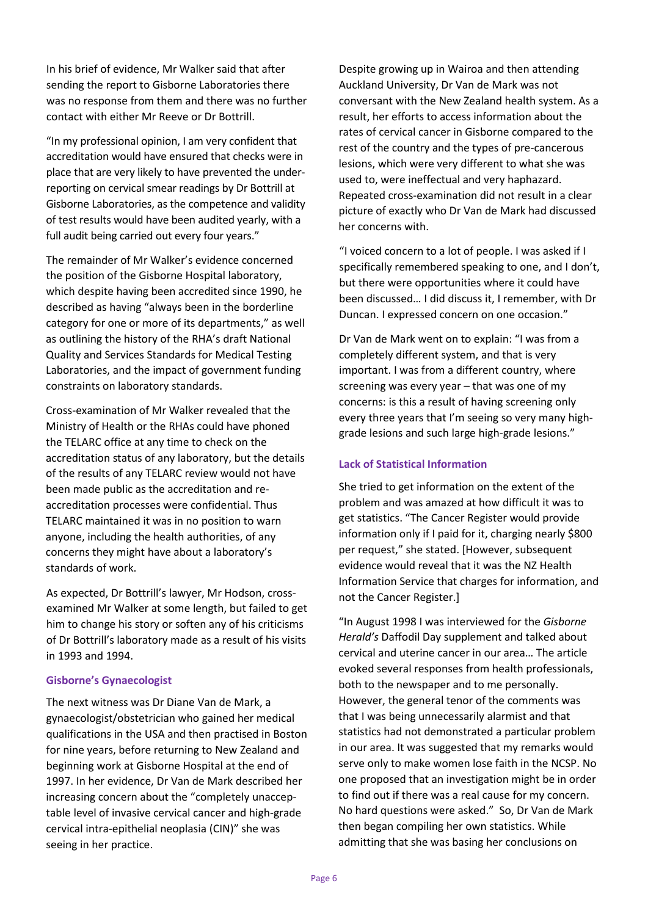In his brief of evidence, Mr Walker said that after sending the report to Gisborne Laboratories there was no response from them and there was no further contact with either Mr Reeve or Dr Bottrill.

"In my professional opinion, I am very confident that accreditation would have ensured that checks were in place that are very likely to have prevented the under-reporting on cervical smear readings by Dr Bottrill at Gisborne Laboratories, as the competence and validity of test results would have been audited yearly, with a full audit being carried out every four years."

The remainder of Mr Walker's evidence concerned the position of the Gisborne Hospital laboratory, which despite having been accredited since 1990, he described as having "always been in the borderline category for one or more of its departments," as well as outlining the history of the RHA's draft National Quality and Services Standards for Medical Testing Laboratories, and the impact of government funding constraints on laboratory standards.

Cross-examination of Mr Walker revealed that the Ministry of Health or the RHAs could have phoned the TELARC office at any time to check on the accreditation status of any laboratory, but the details of the results of any TELARC review would not have been made public as the accreditation and re-accreditation processes were confidential. Thus TELARC maintained it was in no position to warn anyone, including the health authorities, of any concerns they might have about a laboratory's standards of work.

As expected, Dr Bottrill's lawyer, Mr Hodson, cross-examined Mr Walker at some length, but failed to get him to change his story or soften any of his criticisms of Dr Bottrill's laboratory made as a result of his visits in 1993 and 1994.

### Gisborne's Gynaecologist

The next witness was Dr Diane Van de Mark, a gynaecologist/obstetrician who gained her medical qualifications in the USA and then practised in Boston for nine years, before returning to New Zealand and beginning work at Gisborne Hospital at the end of 1997. In her evidence, Dr Van de Mark described her increasing concern about the "completely unacceptable level of invasive cervical cancer and high-grade cervical intra-epithelial neoplasia (CIN)" she was seeing in her practice.

Despite growing up in Wairoa and then attending Auckland University, Dr Van de Mark was not conversant with the New Zealand health system. As a result, her efforts to access information about the rates of cervical cancer in Gisborne compared to the rest of the country and the types of pre-cancerous lesions, which were very different to what she was used to, were ineffectual and very haphazard. Repeated cross-examination did not result in a clear picture of exactly who Dr Van de Mark had discussed her concerns with.

"I voiced concern to a lot of people. I was asked if I specifically remembered speaking to one, and I don't, but there were opportunities where it could have been discussed… I did discuss it, I remember, with Dr Duncan. I expressed concern on one occasion."

Dr Van de Mark went on to explain: "I was from a completely different system, and that is very important. I was from a different country, where screening was every year – that was one of my concerns: is this a result of having screening only every three years that I'm seeing so very many high-grade lesions and such large high-grade lesions."

### Lack of Statistical Information

She tried to get information on the extent of the problem and was amazed at how difficult it was to get statistics. "The Cancer Register would provide information only if I paid for it, charging nearly $800 per request," she stated. [However, subsequent evidence would reveal that it was the NZ Health Information Service that charges for information, and not the Cancer Register.]

"In August 1998 I was interviewed for the *Gisborne Herald's* Daffodil Day supplement and talked about cervical and uterine cancer in our area… The article evoked several responses from health professionals, both to the newspaper and to me personally. However, the general tenor of the comments was that I was being unnecessarily alarmist and that statistics had not demonstrated a particular problem in our area. It was suggested that my remarks would serve only to make women lose faith in the NCSP. No one proposed that an investigation might be in order to find out if there was a real cause for my concern. No hard questions were asked." So, Dr Van de Mark then began compiling her own statistics. While admitting that she was basing her conclusions on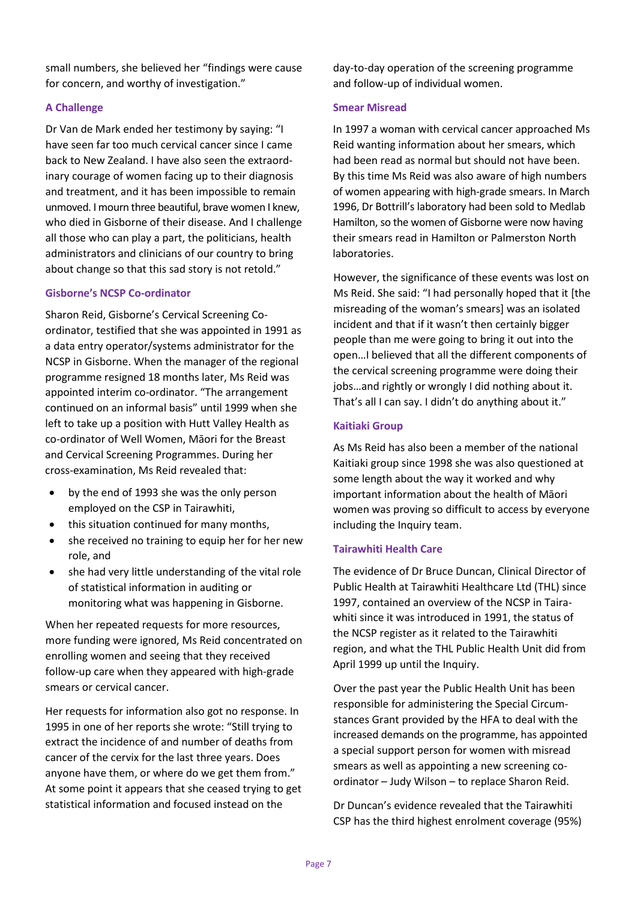small numbers, she believed her "findings were cause for concern, and worthy of investigation."

### A Challenge

Dr Van de Mark ended her testimony by saying: "I have seen far too much cervical cancer since I came back to New Zealand. I have also seen the extraordinary courage of women facing up to their diagnosis and treatment, and it has been impossible to remain unmoved. I mourn three beautiful, brave women I knew, who died in Gisborne of their disease. And I challenge all those who can play a part, the politicians, health administrators and clinicians of our country to bring about change so that this sad story is not retold."

### Gisborne's NCSP Co-ordinator

Sharon Reid, Gisborne's Cervical Screening Co-ordinator, testified that she was appointed in 1991 as a data entry operator/systems administrator for the NCSP in Gisborne. When the manager of the regional programme resigned 18 months later, Ms Reid was appointed interim co-ordinator. "The arrangement continued on an informal basis" until 1999 when she left to take up a position with Hutt Valley Health as co-ordinator of Well Women, Māori for the Breast and Cervical Screening Programmes. During her cross-examination, Ms Reid revealed that:

- by the end of 1993 she was the only person employed on the CSP in Tairawhiti,
- this situation continued for many months,
- she received no training to equip her for her new role, and
- she had very little understanding of the vital role of statistical information in auditing or monitoring what was happening in Gisborne.

When her repeated requests for more resources, more funding were ignored, Ms Reid concentrated on enrolling women and seeing that they received follow-up care when they appeared with high-grade smears or cervical cancer.

Her requests for information also got no response. In 1995 in one of her reports she wrote: "Still trying to extract the incidence of and number of deaths from cancer of the cervix for the last three years. Does anyone have them, or where do we get them from." At some point it appears that she ceased trying to get statistical information and focused instead on the day-to-day operation of the screening programme and follow-up of individual women.

### Smear Misread

In 1997 a woman with cervical cancer approached Ms Reid wanting information about her smears, which had been read as normal but should not have been. By this time Ms Reid was also aware of high numbers of women appearing with high-grade smears. In March 1996, Dr Bottrill's laboratory had been sold to Medlab Hamilton, so the women of Gisborne were now having their smears read in Hamilton or Palmerston North laboratories.

However, the significance of these events was lost on Ms Reid. She said: "I had personally hoped that it [the misreading of the woman's smears] was an isolated incident and that if it wasn't then certainly bigger people than me were going to bring it out into the open…I believed that all the different components of the cervical screening programme were doing their jobs…and rightly or wrongly I did nothing about it. That's all I can say. I didn't do anything about it."

### Kaitiaki Group

As Ms Reid has also been a member of the national Kaitiaki group since 1998 she was also questioned at some length about the way it worked and why important information about the health of Māori women was proving so difficult to access by everyone including the Inquiry team.

### Tairawhiti Health Care

The evidence of Dr Bruce Duncan, Clinical Director of Public Health at Tairawhiti Healthcare Ltd (THL) since 1997, contained an overview of the NCSP in Tairawhiti since it was introduced in 1991, the status of the NCSP register as it related to the Tairawhiti region, and what the THL Public Health Unit did from April 1999 up until the Inquiry.

Over the past year the Public Health Unit has been responsible for administering the Special Circumstances Grant provided by the HFA to deal with the increased demands on the programme, has appointed a special support person for women with misread smears as well as appointing a new screening co-ordinator – Judy Wilson – to replace Sharon Reid.

Dr Duncan's evidence revealed that the Tairawhiti CSP has the third highest enrolment coverage (95%)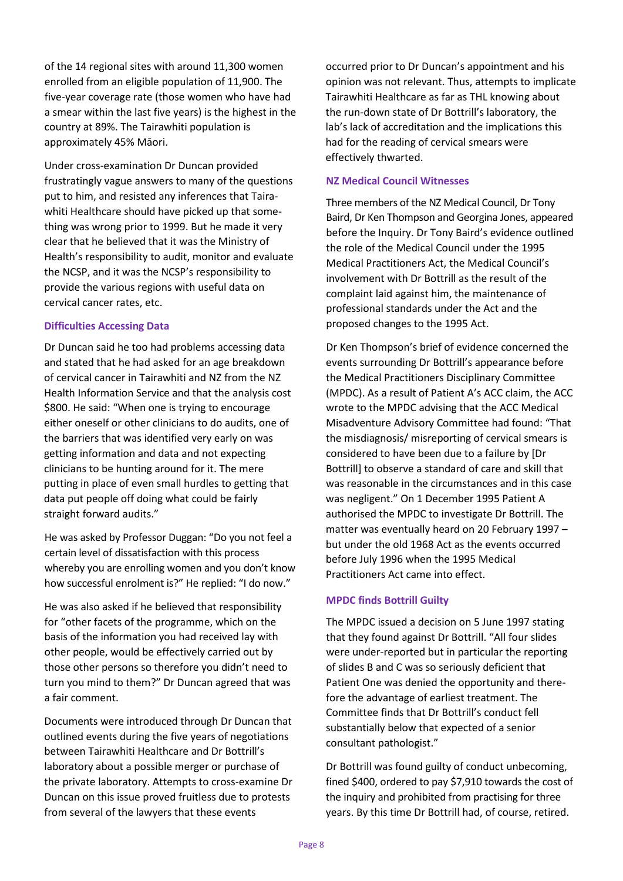of the 14 regional sites with around 11,300 women enrolled from an eligible population of 11,900. The five-year coverage rate (those women who have had a smear within the last five years) is the highest in the country at 89%. The Tairawhiti population is approximately 45% Māori.

Under cross-examination Dr Duncan provided frustratingly vague answers to many of the questions put to him, and resisted any inferences that Tairawhiti Healthcare should have picked up that something was wrong prior to 1999. But he made it very clear that he believed that it was the Ministry of Health's responsibility to audit, monitor and evaluate the NCSP, and it was the NCSP's responsibility to provide the various regions with useful data on cervical cancer rates, etc.

### Difficulties Accessing Data

Dr Duncan said he too had problems accessing data and stated that he had asked for an age breakdown of cervical cancer in Tairawhiti and NZ from the NZ Health Information Service and that the analysis cost $800. He said: "When one is trying to encourage either oneself or other clinicians to do audits, one of the barriers that was identified very early on was getting information and data and not expecting clinicians to be hunting around for it. The mere putting in place of even small hurdles to getting that data put people off doing what could be fairly straight forward audits."

He was asked by Professor Duggan: "Do you not feel a certain level of dissatisfaction with this process whereby you are enrolling women and you don't know how successful enrolment is?" He replied: "I do now."

He was also asked if he believed that responsibility for "other facets of the programme, which on the basis of the information you had received lay with other people, would be effectively carried out by those other persons so therefore you didn't need to turn you mind to them?" Dr Duncan agreed that was a fair comment.

Documents were introduced through Dr Duncan that outlined events during the five years of negotiations between Tairawhiti Healthcare and Dr Bottrill's laboratory about a possible merger or purchase of the private laboratory. Attempts to cross-examine Dr Duncan on this issue proved fruitless due to protests from several of the lawyers that these events occurred prior to Dr Duncan's appointment and his opinion was not relevant. Thus, attempts to implicate Tairawhiti Healthcare as far as THL knowing about the run-down state of Dr Bottrill's laboratory, the lab's lack of accreditation and the implications this had for the reading of cervical smears were effectively thwarted.

### NZ Medical Council Witnesses

Three members of the NZ Medical Council, Dr Tony Baird, Dr Ken Thompson and Georgina Jones, appeared before the Inquiry. Dr Tony Baird's evidence outlined the role of the Medical Council under the 1995 Medical Practitioners Act, the Medical Council's involvement with Dr Bottrill as the result of the complaint laid against him, the maintenance of professional standards under the Act and the proposed changes to the 1995 Act.

Dr Ken Thompson's brief of evidence concerned the events surrounding Dr Bottrill's appearance before the Medical Practitioners Disciplinary Committee (MPDC). As a result of Patient A's ACC claim, the ACC wrote to the MPDC advising that the ACC Medical Misadventure Advisory Committee had found: "That the misdiagnosis/ misreporting of cervical smears is considered to have been due to a failure by [Dr Bottrill] to observe a standard of care and skill that was reasonable in the circumstances and in this case was negligent." On 1 December 1995 Patient A authorised the MPDC to investigate Dr Bottrill. The matter was eventually heard on 20 February 1997 – but under the old 1968 Act as the events occurred before July 1996 when the 1995 Medical Practitioners Act came into effect.

### MPDC finds Bottrill Guilty

The MPDC issued a decision on 5 June 1997 stating that they found against Dr Bottrill. "All four slides were under-reported but in particular the reporting of slides B and C was so seriously deficient that Patient One was denied the opportunity and therefore the advantage of earliest treatment. The Committee finds that Dr Bottrill's conduct fell substantially below that expected of a senior consultant pathologist."

Dr Bottrill was found guilty of conduct unbecoming, fined $400, ordered to pay $7,910 towards the cost of the inquiry and prohibited from practising for three years. By this time Dr Bottrill had, of course, retired.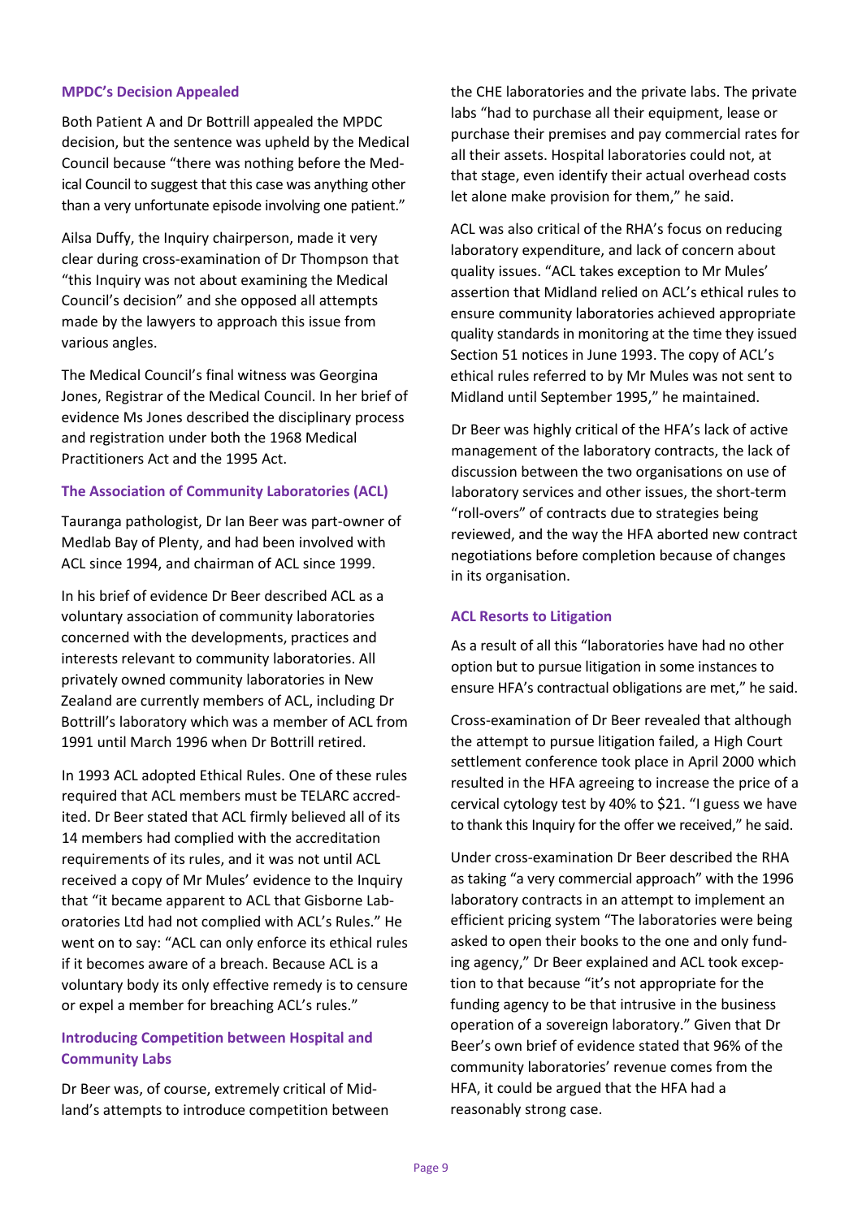### MPDC's Decision Appealed

Both Patient A and Dr Bottrill appealed the MPDC decision, but the sentence was upheld by the Medical Council because "there was nothing before the Medical Council to suggest that this case was anything other than a very unfortunate episode involving one patient."

Ailsa Duffy, the Inquiry chairperson, made it very clear during cross-examination of Dr Thompson that "this Inquiry was not about examining the Medical Council's decision" and she opposed all attempts made by the lawyers to approach this issue from various angles.

The Medical Council's final witness was Georgina Jones, Registrar of the Medical Council. In her brief of evidence Ms Jones described the disciplinary process and registration under both the 1968 Medical Practitioners Act and the 1995 Act.

### The Association of Community Laboratories (ACL)

Tauranga pathologist, Dr Ian Beer was part-owner of Medlab Bay of Plenty, and had been involved with ACL since 1994, and chairman of ACL since 1999.

In his brief of evidence Dr Beer described ACL as a voluntary association of community laboratories concerned with the developments, practices and interests relevant to community laboratories. All privately owned community laboratories in New Zealand are currently members of ACL, including Dr Bottrill's laboratory which was a member of ACL from 1991 until March 1996 when Dr Bottrill retired.

In 1993 ACL adopted Ethical Rules. One of these rules required that ACL members must be TELARC accredited. Dr Beer stated that ACL firmly believed all of its 14 members had complied with the accreditation requirements of its rules, and it was not until ACL received a copy of Mr Mules' evidence to the Inquiry that "it became apparent to ACL that Gisborne Laboratories Ltd had not complied with ACL's Rules." He went on to say: "ACL can only enforce its ethical rules if it becomes aware of a breach. Because ACL is a voluntary body its only effective remedy is to censure or expel a member for breaching ACL's rules."

### Introducing Competition between Hospital and Community Labs

Dr Beer was, of course, extremely critical of Midland's attempts to introduce competition between the CHE laboratories and the private labs. The private labs "had to purchase all their equipment, lease or purchase their premises and pay commercial rates for all their assets. Hospital laboratories could not, at that stage, even identify their actual overhead costs let alone make provision for them," he said.

ACL was also critical of the RHA's focus on reducing laboratory expenditure, and lack of concern about quality issues. "ACL takes exception to Mr Mules' assertion that Midland relied on ACL's ethical rules to ensure community laboratories achieved appropriate quality standards in monitoring at the time they issued Section 51 notices in June 1993. The copy of ACL's ethical rules referred to by Mr Mules was not sent to Midland until September 1995," he maintained.

Dr Beer was highly critical of the HFA's lack of active management of the laboratory contracts, the lack of discussion between the two organisations on use of laboratory services and other issues, the short-term "roll-overs" of contracts due to strategies being reviewed, and the way the HFA aborted new contract negotiations before completion because of changes in its organisation.

### ACL Resorts to Litigation

As a result of all this "laboratories have had no other option but to pursue litigation in some instances to ensure HFA's contractual obligations are met," he said.

Cross-examination of Dr Beer revealed that although the attempt to pursue litigation failed, a High Court settlement conference took place in April 2000 which resulted in the HFA agreeing to increase the price of a cervical cytology test by 40% to $21. "I guess we have to thank this Inquiry for the offer we received," he said.

Under cross-examination Dr Beer described the RHA as taking "a very commercial approach" with the 1996 laboratory contracts in an attempt to implement an efficient pricing system "The laboratories were being asked to open their books to the one and only funding agency," Dr Beer explained and ACL took exception to that because "it's not appropriate for the funding agency to be that intrusive in the business operation of a sovereign laboratory." Given that Dr Beer's own brief of evidence stated that 96% of the community laboratories' revenue comes from the HFA, it could be argued that the HFA had a reasonably strong case.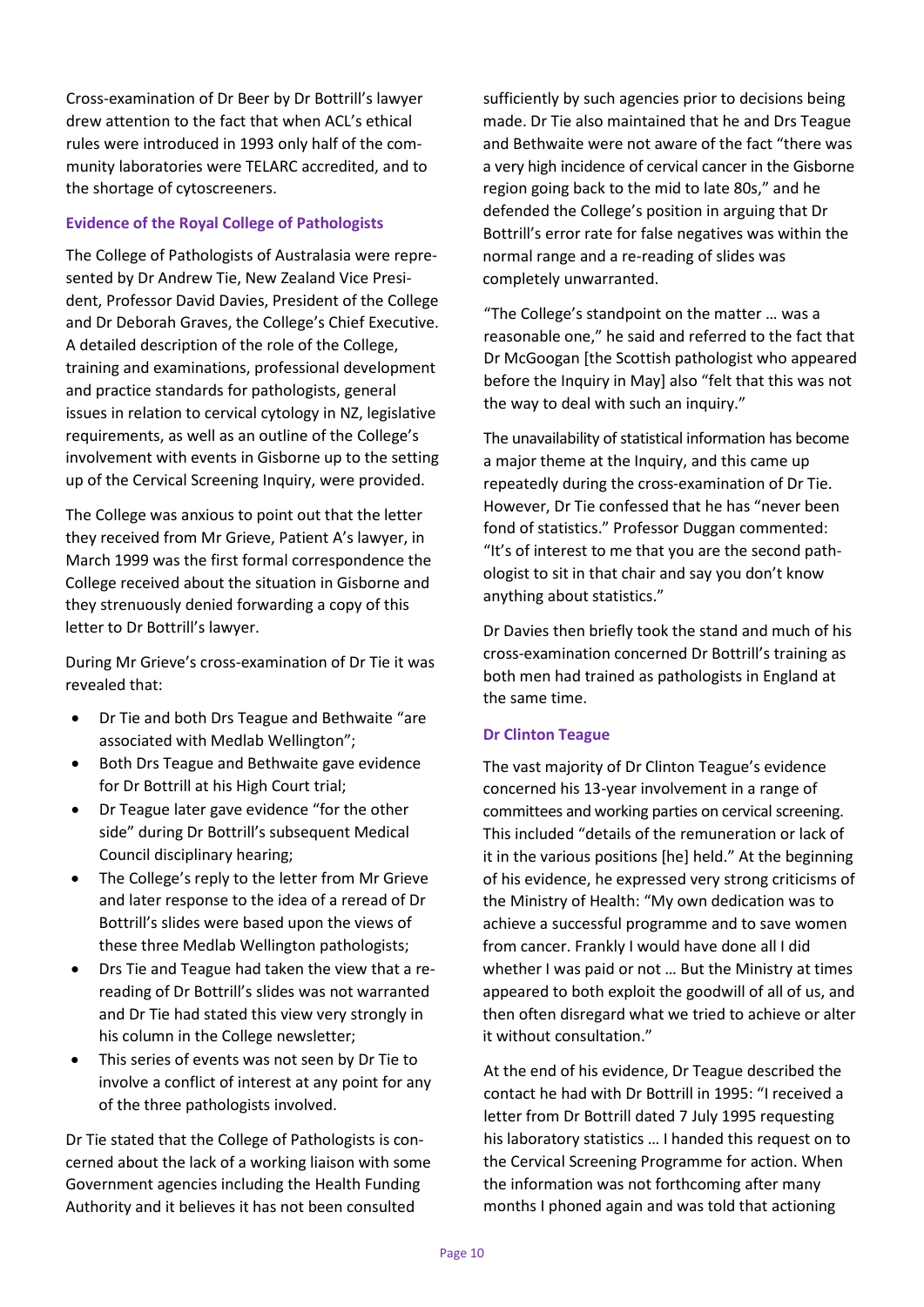Cross-examination of Dr Beer by Dr Bottrill's lawyer drew attention to the fact that when ACL's ethical rules were introduced in 1993 only half of the community laboratories were TELARC accredited, and to the shortage of cytoscreeners.

### Evidence of the Royal College of Pathologists

The College of Pathologists of Australasia were represented by Dr Andrew Tie, New Zealand Vice President, Professor David Davies, President of the College and Dr Deborah Graves, the College's Chief Executive. A detailed description of the role of the College, training and examinations, professional development and practice standards for pathologists, general issues in relation to cervical cytology in NZ, legislative requirements, as well as an outline of the College's involvement with events in Gisborne up to the setting up of the Cervical Screening Inquiry, were provided.

The College was anxious to point out that the letter they received from Mr Grieve, Patient A's lawyer, in March 1999 was the first formal correspondence the College received about the situation in Gisborne and they strenuously denied forwarding a copy of this letter to Dr Bottrill's lawyer.

During Mr Grieve's cross-examination of Dr Tie it was revealed that:

- Dr Tie and both Drs Teague and Bethwaite "are associated with Medlab Wellington";
- Both Drs Teague and Bethwaite gave evidence for Dr Bottrill at his High Court trial;
- Dr Teague later gave evidence "for the other side" during Dr Bottrill's subsequent Medical Council disciplinary hearing;
- The College's reply to the letter from Mr Grieve and later response to the idea of a reread of Dr Bottrill's slides were based upon the views of these three Medlab Wellington pathologists;
- Drs Tie and Teague had taken the view that a re-reading of Dr Bottrill's slides was not warranted and Dr Tie had stated this view very strongly in his column in the College newsletter;
- This series of events was not seen by Dr Tie to involve a conflict of interest at any point for any of the three pathologists involved.

Dr Tie stated that the College of Pathologists is concerned about the lack of a working liaison with some Government agencies including the Health Funding Authority and it believes it has not been consulted sufficiently by such agencies prior to decisions being made. Dr Tie also maintained that he and Drs Teague and Bethwaite were not aware of the fact "there was a very high incidence of cervical cancer in the Gisborne region going back to the mid to late 80s," and he defended the College's position in arguing that Dr Bottrill's error rate for false negatives was within the normal range and a re-reading of slides was completely unwarranted.

"The College's standpoint on the matter … was a reasonable one," he said and referred to the fact that Dr McGoogan [the Scottish pathologist who appeared before the Inquiry in May] also "felt that this was not the way to deal with such an inquiry."

The unavailability of statistical information has become a major theme at the Inquiry, and this came up repeatedly during the cross-examination of Dr Tie. However, Dr Tie confessed that he has "never been fond of statistics." Professor Duggan commented: "It's of interest to me that you are the second pathologist to sit in that chair and say you don't know anything about statistics."

Dr Davies then briefly took the stand and much of his cross-examination concerned Dr Bottrill's training as both men had trained as pathologists in England at the same time.

### Dr Clinton Teague

The vast majority of Dr Clinton Teague's evidence concerned his 13-year involvement in a range of committees and working parties on cervical screening. This included "details of the remuneration or lack of it in the various positions [he] held." At the beginning of his evidence, he expressed very strong criticisms of the Ministry of Health: "My own dedication was to achieve a successful programme and to save women from cancer. Frankly I would have done all I did whether I was paid or not … But the Ministry at times appeared to both exploit the goodwill of all of us, and then often disregard what we tried to achieve or alter it without consultation."

At the end of his evidence, Dr Teague described the contact he had with Dr Bottrill in 1995: "I received a letter from Dr Bottrill dated 7 July 1995 requesting his laboratory statistics … I handed this request on to the Cervical Screening Programme for action. When the information was not forthcoming after many months I phoned again and was told that actioning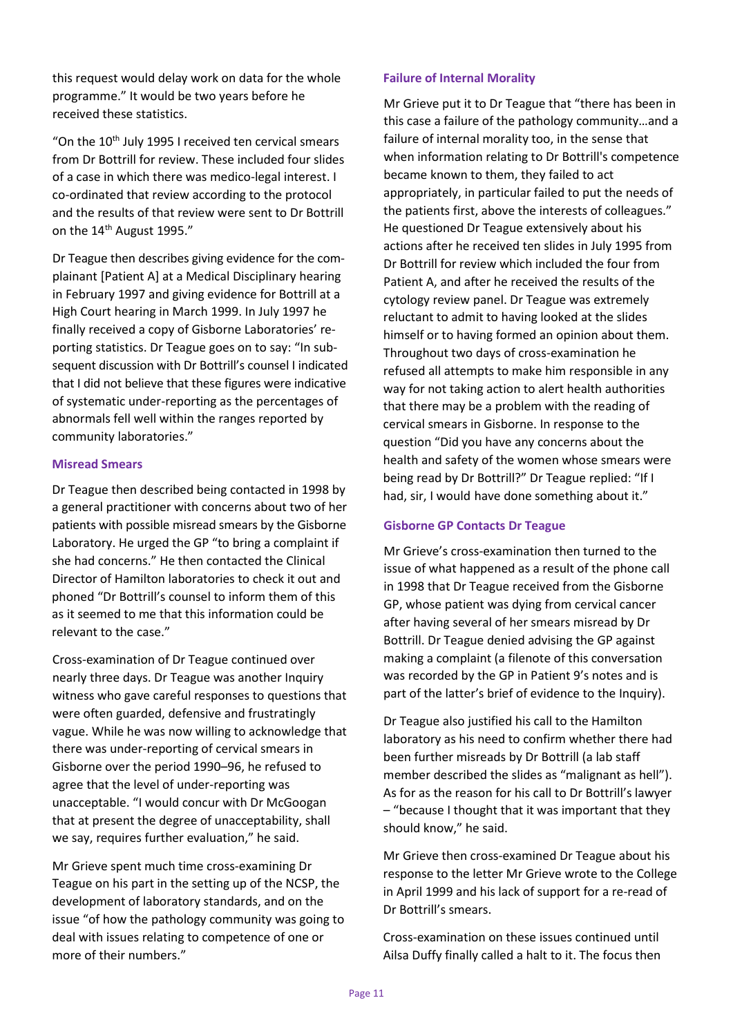this request would delay work on data for the whole programme." It would be two years before he received these statistics.

"On the 10th July 1995 I received ten cervical smears from Dr Bottrill for review. These included four slides of a case in which there was medico-legal interest. I co-ordinated that review according to the protocol and the results of that review were sent to Dr Bottrill on the 14th August 1995."

Dr Teague then describes giving evidence for the complainant [Patient A] at a Medical Disciplinary hearing in February 1997 and giving evidence for Bottrill at a High Court hearing in March 1999. In July 1997 he finally received a copy of Gisborne Laboratories' reporting statistics. Dr Teague goes on to say: "In subsequent discussion with Dr Bottrill's counsel I indicated that I did not believe that these figures were indicative of systematic under-reporting as the percentages of abnormals fell well within the ranges reported by community laboratories."

### Misread Smears

Dr Teague then described being contacted in 1998 by a general practitioner with concerns about two of her patients with possible misread smears by the Gisborne Laboratory. He urged the GP "to bring a complaint if she had concerns." He then contacted the Clinical Director of Hamilton laboratories to check it out and phoned "Dr Bottrill's counsel to inform them of this as it seemed to me that this information could be relevant to the case."

Cross-examination of Dr Teague continued over nearly three days. Dr Teague was another Inquiry witness who gave careful responses to questions that were often guarded, defensive and frustratingly vague. While he was now willing to acknowledge that there was under-reporting of cervical smears in Gisborne over the period 1990–96, he refused to agree that the level of under-reporting was unacceptable. "I would concur with Dr McGoogan that at present the degree of unacceptability, shall we say, requires further evaluation," he said.

Mr Grieve spent much time cross-examining Dr Teague on his part in the setting up of the NCSP, the development of laboratory standards, and on the issue "of how the pathology community was going to deal with issues relating to competence of one or more of their numbers."

### Failure of Internal Morality

Mr Grieve put it to Dr Teague that "there has been in this case a failure of the pathology community…and a failure of internal morality too, in the sense that when information relating to Dr Bottrill's competence became known to them, they failed to act appropriately, in particular failed to put the needs of the patients first, above the interests of colleagues." He questioned Dr Teague extensively about his actions after he received ten slides in July 1995 from Dr Bottrill for review which included the four from Patient A, and after he received the results of the cytology review panel. Dr Teague was extremely reluctant to admit to having looked at the slides himself or to having formed an opinion about them. Throughout two days of cross-examination he refused all attempts to make him responsible in any way for not taking action to alert health authorities that there may be a problem with the reading of cervical smears in Gisborne. In response to the question "Did you have any concerns about the health and safety of the women whose smears were being read by Dr Bottrill?" Dr Teague replied: "If I had, sir, I would have done something about it."

### Gisborne GP Contacts Dr Teague

Mr Grieve's cross-examination then turned to the issue of what happened as a result of the phone call in 1998 that Dr Teague received from the Gisborne GP, whose patient was dying from cervical cancer after having several of her smears misread by Dr Bottrill. Dr Teague denied advising the GP against making a complaint (a filenote of this conversation was recorded by the GP in Patient 9's notes and is part of the latter's brief of evidence to the Inquiry).

Dr Teague also justified his call to the Hamilton laboratory as his need to confirm whether there had been further misreads by Dr Bottrill (a lab staff member described the slides as "malignant as hell"). As for as the reason for his call to Dr Bottrill's lawyer – "because I thought that it was important that they should know," he said.

Mr Grieve then cross-examined Dr Teague about his response to the letter Mr Grieve wrote to the College in April 1999 and his lack of support for a re-read of Dr Bottrill's smears.

Cross-examination on these issues continued until Ailsa Duffy finally called a halt to it. The focus then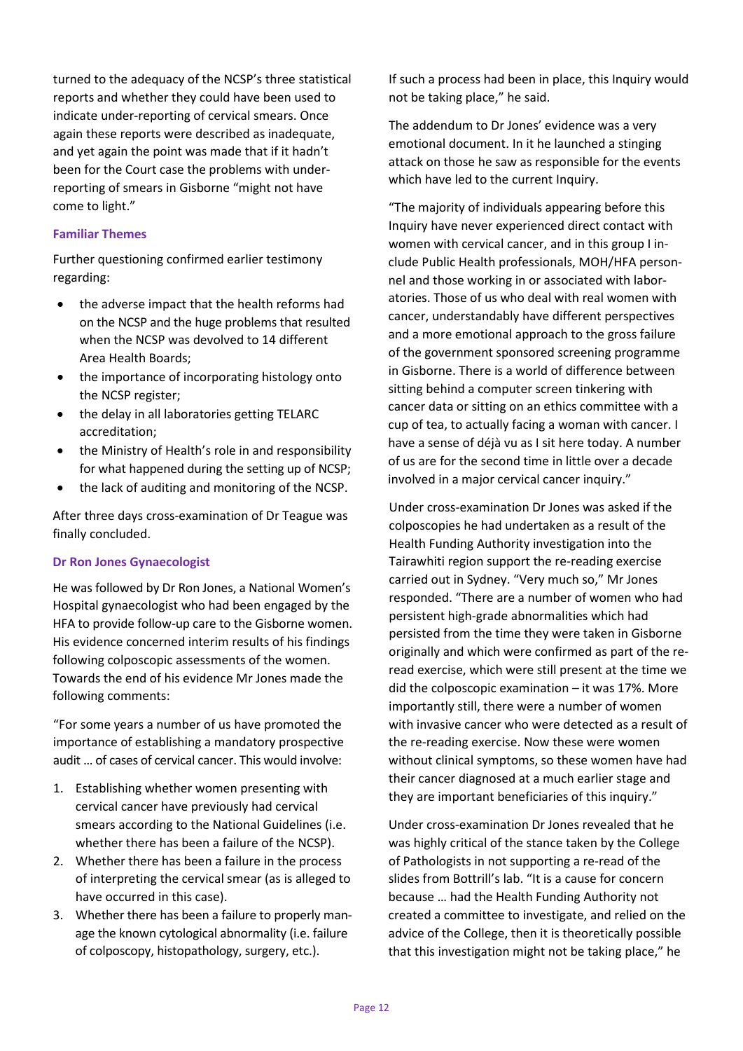turned to the adequacy of the NCSP's three statistical reports and whether they could have been used to indicate under-reporting of cervical smears. Once again these reports were described as inadequate, and yet again the point was made that if it hadn't been for the Court case the problems with under-reporting of smears in Gisborne "might not have come to light."

### Familiar Themes

Further questioning confirmed earlier testimony regarding:

- the adverse impact that the health reforms had on the NCSP and the huge problems that resulted when the NCSP was devolved to 14 different Area Health Boards;
- the importance of incorporating histology onto the NCSP register;
- the delay in all laboratories getting TELARC accreditation;
- the Ministry of Health's role in and responsibility for what happened during the setting up of NCSP;
- the lack of auditing and monitoring of the NCSP.

After three days cross-examination of Dr Teague was finally concluded.

### Dr Ron Jones Gynaecologist

He was followed by Dr Ron Jones, a National Women's Hospital gynaecologist who had been engaged by the HFA to provide follow-up care to the Gisborne women. His evidence concerned interim results of his findings following colposcopic assessments of the women. Towards the end of his evidence Mr Jones made the following comments:

"For some years a number of us have promoted the importance of establishing a mandatory prospective audit … of cases of cervical cancer. This would involve:

1. Establishing whether women presenting with cervical cancer have previously had cervical smears according to the National Guidelines (i.e. whether there has been a failure of the NCSP).
2. Whether there has been a failure in the process of interpreting the cervical smear (as is alleged to have occurred in this case).
3. Whether there has been a failure to properly manage the known cytological abnormality (i.e. failure of colposcopy, histopathology, surgery, etc.).

If such a process had been in place, this Inquiry would not be taking place," he said.

The addendum to Dr Jones' evidence was a very emotional document. In it he launched a stinging attack on those he saw as responsible for the events which have led to the current Inquiry.

"The majority of individuals appearing before this Inquiry have never experienced direct contact with women with cervical cancer, and in this group I include Public Health professionals, MOH/HFA personnel and those working in or associated with laboratories. Those of us who deal with real women with cancer, understandably have different perspectives and a more emotional approach to the gross failure of the government sponsored screening programme in Gisborne. There is a world of difference between sitting behind a computer screen tinkering with cancer data or sitting on an ethics committee with a cup of tea, to actually facing a woman with cancer. I have a sense of déjà vu as I sit here today. A number of us are for the second time in little over a decade involved in a major cervical cancer inquiry."

Under cross-examination Dr Jones was asked if the colposcopies he had undertaken as a result of the Health Funding Authority investigation into the Tairawhiti region support the re-reading exercise carried out in Sydney. "Very much so," Mr Jones responded. "There are a number of women who had persistent high-grade abnormalities which had persisted from the time they were taken in Gisborne originally and which were confirmed as part of the re-read exercise, which were still present at the time we did the colposcopic examination – it was 17%. More importantly still, there were a number of women with invasive cancer who were detected as a result of the re-reading exercise. Now these were women without clinical symptoms, so these women have had their cancer diagnosed at a much earlier stage and they are important beneficiaries of this inquiry."

Under cross-examination Dr Jones revealed that he was highly critical of the stance taken by the College of Pathologists in not supporting a re-read of the slides from Bottrill's lab. "It is a cause for concern because … had the Health Funding Authority not created a committee to investigate, and relied on the advice of the College, then it is theoretically possible that this investigation might not be taking place," he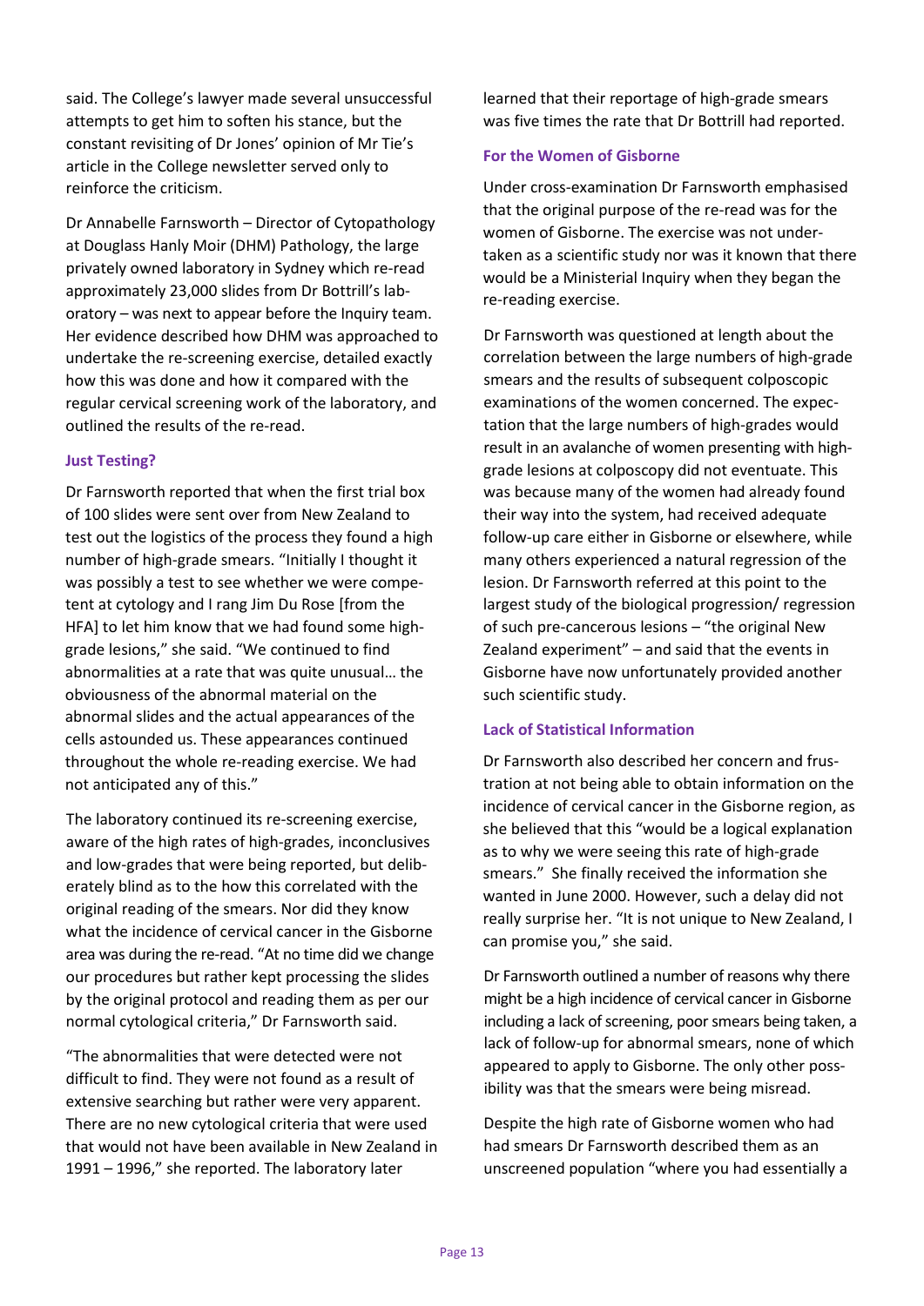said. The College's lawyer made several unsuccessful attempts to get him to soften his stance, but the constant revisiting of Dr Jones' opinion of Mr Tie's article in the College newsletter served only to reinforce the criticism.

Dr Annabelle Farnsworth – Director of Cytopathology at Douglass Hanly Moir (DHM) Pathology, the large privately owned laboratory in Sydney which re-read approximately 23,000 slides from Dr Bottrill's laboratory – was next to appear before the Inquiry team. Her evidence described how DHM was approached to undertake the re-screening exercise, detailed exactly how this was done and how it compared with the regular cervical screening work of the laboratory, and outlined the results of the re-read.

### Just Testing?

Dr Farnsworth reported that when the first trial box of 100 slides were sent over from New Zealand to test out the logistics of the process they found a high number of high-grade smears. "Initially I thought it was possibly a test to see whether we were competent at cytology and I rang Jim Du Rose [from the HFA] to let him know that we had found some high-grade lesions," she said. "We continued to find abnormalities at a rate that was quite unusual… the obviousness of the abnormal material on the abnormal slides and the actual appearances of the cells astounded us. These appearances continued throughout the whole re-reading exercise. We had not anticipated any of this."

The laboratory continued its re-screening exercise, aware of the high rates of high-grades, inconclusives and low-grades that were being reported, but deliberately blind as to the how this correlated with the original reading of the smears. Nor did they know what the incidence of cervical cancer in the Gisborne area was during the re-read. "At no time did we change our procedures but rather kept processing the slides by the original protocol and reading them as per our normal cytological criteria," Dr Farnsworth said.

"The abnormalities that were detected were not difficult to find. They were not found as a result of extensive searching but rather were very apparent. There are no new cytological criteria that were used that would not have been available in New Zealand in 1991 – 1996," she reported. The laboratory later learned that their reportage of high-grade smears was five times the rate that Dr Bottrill had reported.

### For the Women of Gisborne

Under cross-examination Dr Farnsworth emphasised that the original purpose of the re-read was for the women of Gisborne. The exercise was not undertaken as a scientific study nor was it known that there would be a Ministerial Inquiry when they began the re-reading exercise.

Dr Farnsworth was questioned at length about the correlation between the large numbers of high-grade smears and the results of subsequent colposcopic examinations of the women concerned. The expectation that the large numbers of high-grades would result in an avalanche of women presenting with high-grade lesions at colposcopy did not eventuate. This was because many of the women had already found their way into the system, had received adequate follow-up care either in Gisborne or elsewhere, while many others experienced a natural regression of the lesion. Dr Farnsworth referred at this point to the largest study of the biological progression/ regression of such pre-cancerous lesions – "the original New Zealand experiment" – and said that the events in Gisborne have now unfortunately provided another such scientific study.

### Lack of Statistical Information

Dr Farnsworth also described her concern and frustration at not being able to obtain information on the incidence of cervical cancer in the Gisborne region, as she believed that this "would be a logical explanation as to why we were seeing this rate of high-grade smears." She finally received the information she wanted in June 2000. However, such a delay did not really surprise her. "It is not unique to New Zealand, I can promise you," she said.

Dr Farnsworth outlined a number of reasons why there might be a high incidence of cervical cancer in Gisborne including a lack of screening, poor smears being taken, a lack of follow-up for abnormal smears, none of which appeared to apply to Gisborne. The only other possibility was that the smears were being misread.

Despite the high rate of Gisborne women who had had smears Dr Farnsworth described them as an unscreened population "where you had essentially a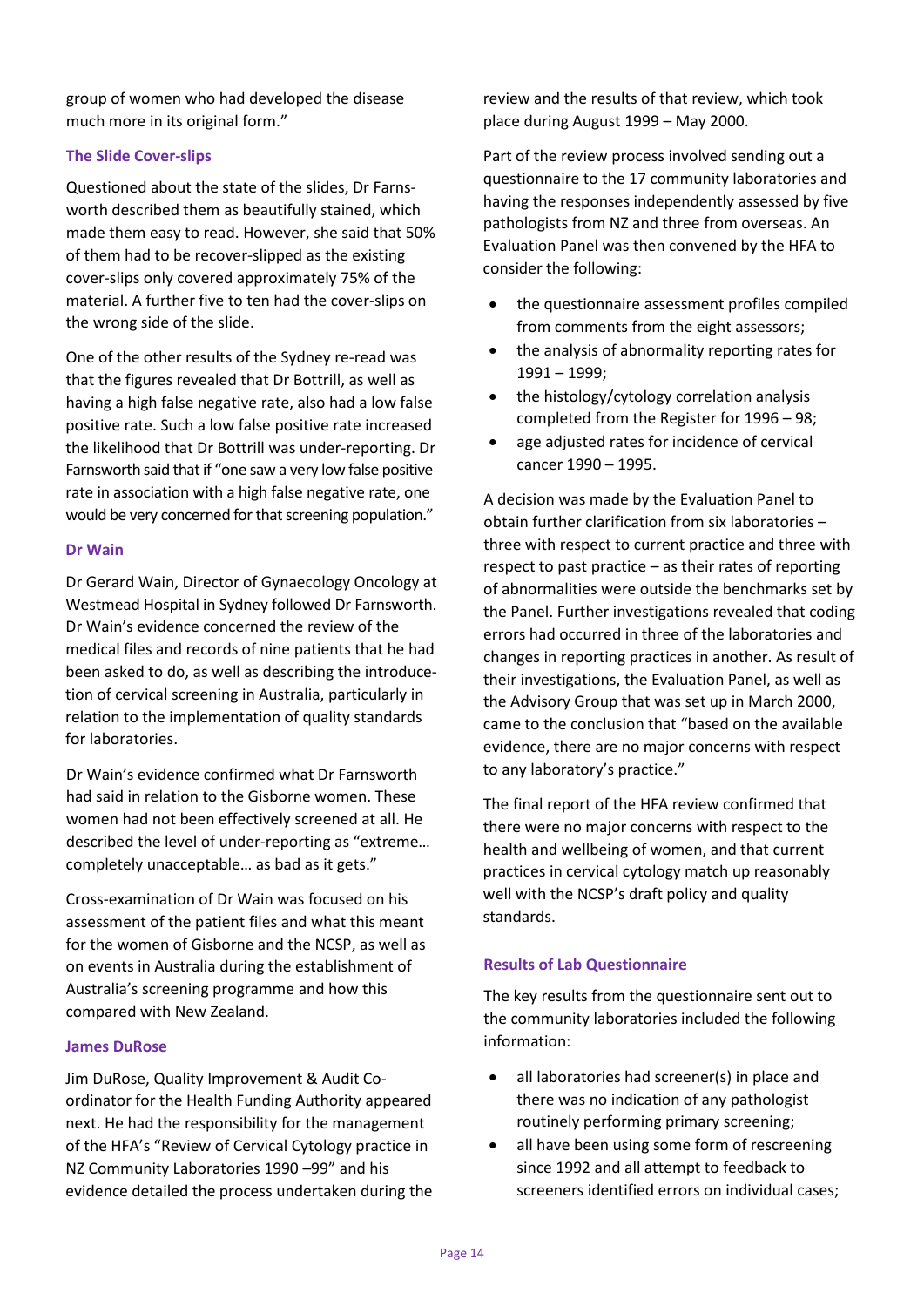group of women who had developed the disease much more in its original form."

### The Slide Cover-slips

Questioned about the state of the slides, Dr Farnsworth described them as beautifully stained, which made them easy to read. However, she said that 50% of them had to be recover-slipped as the existing cover-slips only covered approximately 75% of the material. A further five to ten had the cover-slips on the wrong side of the slide.

One of the other results of the Sydney re-read was that the figures revealed that Dr Bottrill, as well as having a high false negative rate, also had a low false positive rate. Such a low false positive rate increased the likelihood that Dr Bottrill was under-reporting. Dr Farnsworth said that if "one saw a very low false positive rate in association with a high false negative rate, one would be very concerned for that screening population."

### Dr Wain

Dr Gerard Wain, Director of Gynaecology Oncology at Westmead Hospital in Sydney followed Dr Farnsworth. Dr Wain's evidence concerned the review of the medical files and records of nine patients that he had been asked to do, as well as describing the introduce-tion of cervical screening in Australia, particularly in relation to the implementation of quality standards for laboratories.

Dr Wain's evidence confirmed what Dr Farnsworth had said in relation to the Gisborne women. These women had not been effectively screened at all. He described the level of under-reporting as "extreme… completely unacceptable… as bad as it gets."

Cross-examination of Dr Wain was focused on his assessment of the patient files and what this meant for the women of Gisborne and the NCSP, as well as on events in Australia during the establishment of Australia's screening programme and how this compared with New Zealand.

### James DuRose

Jim DuRose, Quality Improvement & Audit Co-ordinator for the Health Funding Authority appeared next. He had the responsibility for the management of the HFA's "Review of Cervical Cytology practice in NZ Community Laboratories 1990 –99" and his evidence detailed the process undertaken during the review and the results of that review, which took place during August 1999 – May 2000.

Part of the review process involved sending out a questionnaire to the 17 community laboratories and having the responses independently assessed by five pathologists from NZ and three from overseas. An Evaluation Panel was then convened by the HFA to consider the following:

- the questionnaire assessment profiles compiled from comments from the eight assessors;
- the analysis of abnormality reporting rates for 1991 – 1999;
- the histology/cytology correlation analysis completed from the Register for 1996 – 98;
- age adjusted rates for incidence of cervical cancer 1990 – 1995.

A decision was made by the Evaluation Panel to obtain further clarification from six laboratories – three with respect to current practice and three with respect to past practice – as their rates of reporting of abnormalities were outside the benchmarks set by the Panel. Further investigations revealed that coding errors had occurred in three of the laboratories and changes in reporting practices in another. As result of their investigations, the Evaluation Panel, as well as the Advisory Group that was set up in March 2000, came to the conclusion that "based on the available evidence, there are no major concerns with respect to any laboratory's practice."

The final report of the HFA review confirmed that there were no major concerns with respect to the health and wellbeing of women, and that current practices in cervical cytology match up reasonably well with the NCSP's draft policy and quality standards.

### Results of Lab Questionnaire

The key results from the questionnaire sent out to the community laboratories included the following information:

- all laboratories had screener(s) in place and there was no indication of any pathologist routinely performing primary screening;
- all have been using some form of rescreening since 1992 and all attempt to feedback to screeners identified errors on individual cases;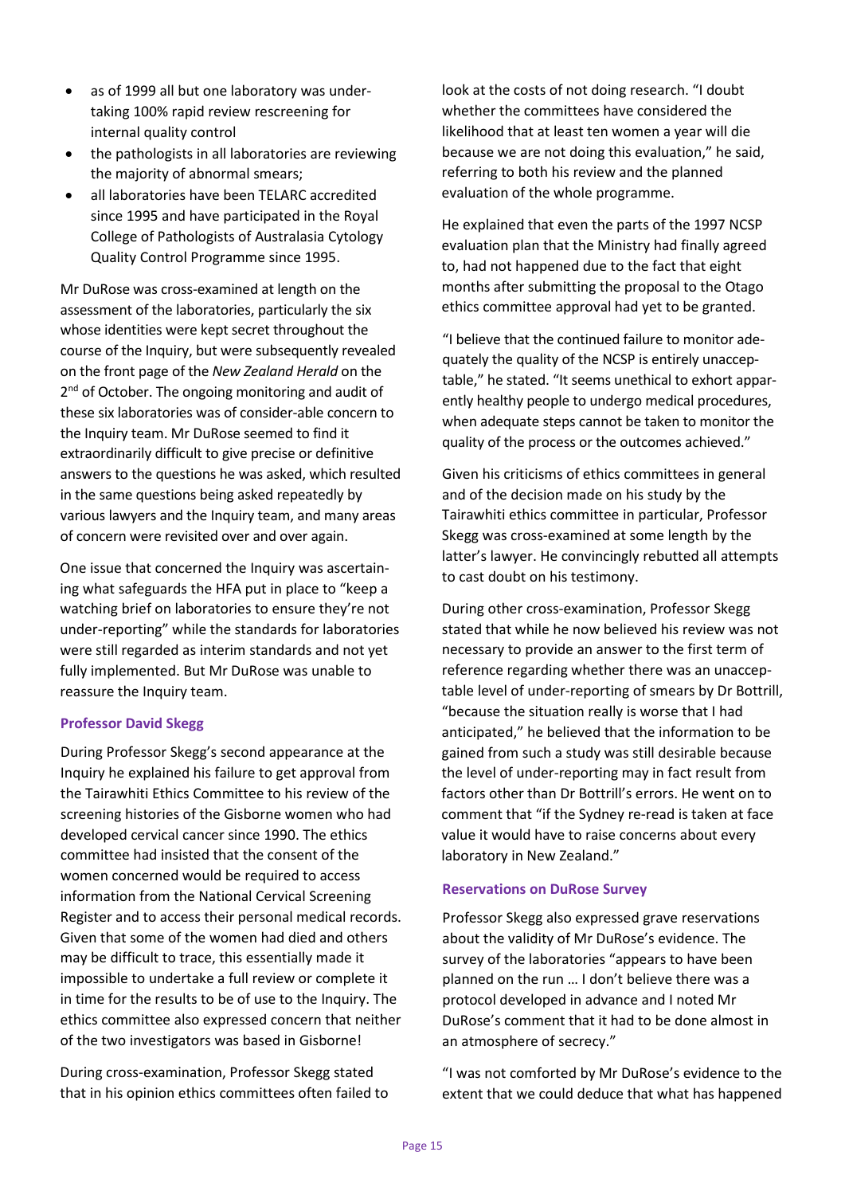- as of 1999 all but one laboratory was undertaking 100% rapid review rescreening for internal quality control
- the pathologists in all laboratories are reviewing the majority of abnormal smears;
- all laboratories have been TELARC accredited since 1995 and have participated in the Royal College of Pathologists of Australasia Cytology Quality Control Programme since 1995.

Mr DuRose was cross-examined at length on the assessment of the laboratories, particularly the six whose identities were kept secret throughout the course of the Inquiry, but were subsequently revealed on the front page of the *New Zealand Herald* on the 2nd of October. The ongoing monitoring and audit of these six laboratories was of consider-able concern to the Inquiry team. Mr DuRose seemed to find it extraordinarily difficult to give precise or definitive answers to the questions he was asked, which resulted in the same questions being asked repeatedly by various lawyers and the Inquiry team, and many areas of concern were revisited over and over again.

One issue that concerned the Inquiry was ascertaining what safeguards the HFA put in place to "keep a watching brief on laboratories to ensure they're not under-reporting" while the standards for laboratories were still regarded as interim standards and not yet fully implemented. But Mr DuRose was unable to reassure the Inquiry team.

### Professor David Skegg

During Professor Skegg's second appearance at the Inquiry he explained his failure to get approval from the Tairawhiti Ethics Committee to his review of the screening histories of the Gisborne women who had developed cervical cancer since 1990. The ethics committee had insisted that the consent of the women concerned would be required to access information from the National Cervical Screening Register and to access their personal medical records. Given that some of the women had died and others may be difficult to trace, this essentially made it impossible to undertake a full review or complete it in time for the results to be of use to the Inquiry. The ethics committee also expressed concern that neither of the two investigators was based in Gisborne!

During cross-examination, Professor Skegg stated that in his opinion ethics committees often failed to look at the costs of not doing research. "I doubt whether the committees have considered the likelihood that at least ten women a year will die because we are not doing this evaluation," he said, referring to both his review and the planned evaluation of the whole programme.

He explained that even the parts of the 1997 NCSP evaluation plan that the Ministry had finally agreed to, had not happened due to the fact that eight months after submitting the proposal to the Otago ethics committee approval had yet to be granted.

"I believe that the continued failure to monitor adequately the quality of the NCSP is entirely unacceptable," he stated. "It seems unethical to exhort apparently healthy people to undergo medical procedures, when adequate steps cannot be taken to monitor the quality of the process or the outcomes achieved."

Given his criticisms of ethics committees in general and of the decision made on his study by the Tairawhiti ethics committee in particular, Professor Skegg was cross-examined at some length by the latter's lawyer. He convincingly rebutted all attempts to cast doubt on his testimony.

During other cross-examination, Professor Skegg stated that while he now believed his review was not necessary to provide an answer to the first term of reference regarding whether there was an unacceptable level of under-reporting of smears by Dr Bottrill, "because the situation really is worse that I had anticipated," he believed that the information to be gained from such a study was still desirable because the level of under-reporting may in fact result from factors other than Dr Bottrill's errors. He went on to comment that "if the Sydney re-read is taken at face value it would have to raise concerns about every laboratory in New Zealand."

### Reservations on DuRose Survey

Professor Skegg also expressed grave reservations about the validity of Mr DuRose's evidence. The survey of the laboratories "appears to have been planned on the run … I don't believe there was a protocol developed in advance and I noted Mr DuRose's comment that it had to be done almost in an atmosphere of secrecy."

"I was not comforted by Mr DuRose's evidence to the extent that we could deduce that what has happened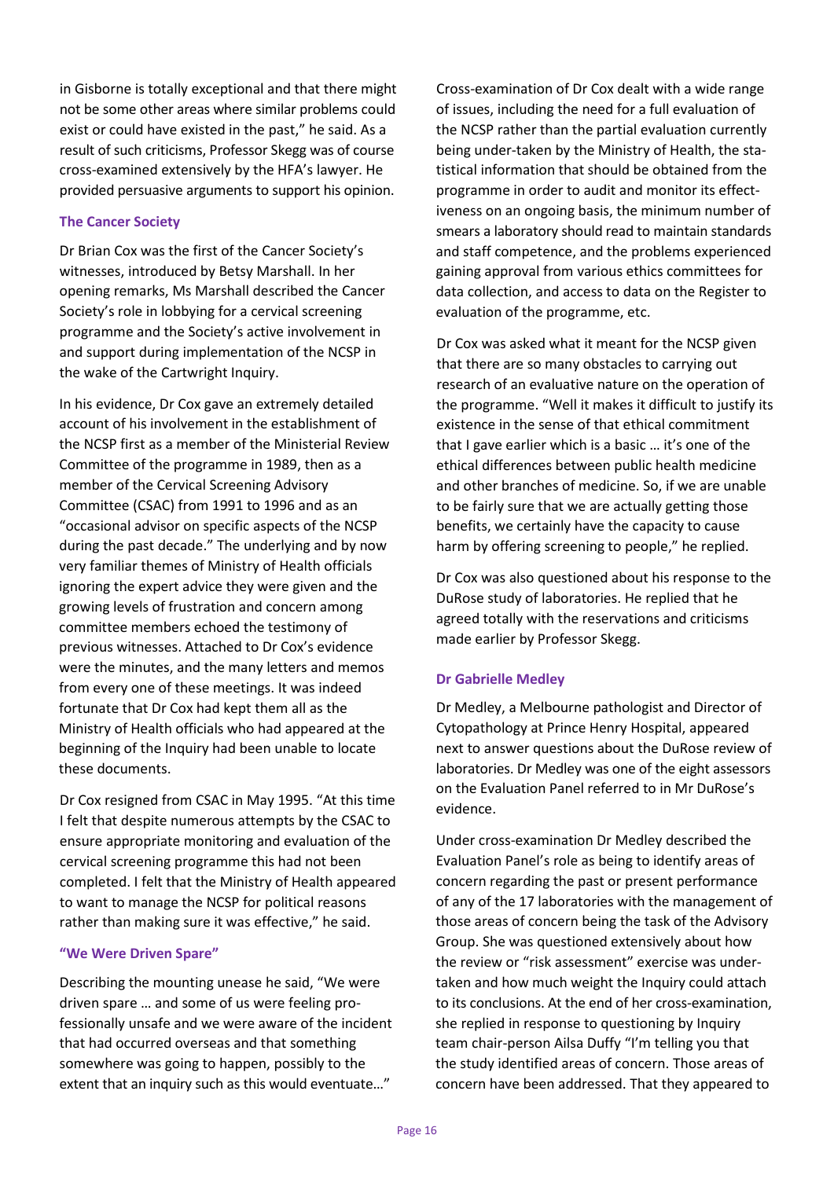in Gisborne is totally exceptional and that there might not be some other areas where similar problems could exist or could have existed in the past," he said. As a result of such criticisms, Professor Skegg was of course cross-examined extensively by the HFA's lawyer. He provided persuasive arguments to support his opinion.

### The Cancer Society

Dr Brian Cox was the first of the Cancer Society's witnesses, introduced by Betsy Marshall. In her opening remarks, Ms Marshall described the Cancer Society's role in lobbying for a cervical screening programme and the Society's active involvement in and support during implementation of the NCSP in the wake of the Cartwright Inquiry.

In his evidence, Dr Cox gave an extremely detailed account of his involvement in the establishment of the NCSP first as a member of the Ministerial Review Committee of the programme in 1989, then as a member of the Cervical Screening Advisory Committee (CSAC) from 1991 to 1996 and as an "occasional advisor on specific aspects of the NCSP during the past decade." The underlying and by now very familiar themes of Ministry of Health officials ignoring the expert advice they were given and the growing levels of frustration and concern among committee members echoed the testimony of previous witnesses. Attached to Dr Cox's evidence were the minutes, and the many letters and memos from every one of these meetings. It was indeed fortunate that Dr Cox had kept them all as the Ministry of Health officials who had appeared at the beginning of the Inquiry had been unable to locate these documents.

Dr Cox resigned from CSAC in May 1995. "At this time I felt that despite numerous attempts by the CSAC to ensure appropriate monitoring and evaluation of the cervical screening programme this had not been completed. I felt that the Ministry of Health appeared to want to manage the NCSP for political reasons rather than making sure it was effective," he said.

### "We Were Driven Spare"

Describing the mounting unease he said, "We were driven spare … and some of us were feeling professionally unsafe and we were aware of the incident that had occurred overseas and that something somewhere was going to happen, possibly to the extent that an inquiry such as this would eventuate…"

Cross-examination of Dr Cox dealt with a wide range of issues, including the need for a full evaluation of the NCSP rather than the partial evaluation currently being under-taken by the Ministry of Health, the statistical information that should be obtained from the programme in order to audit and monitor its effectiveness on an ongoing basis, the minimum number of smears a laboratory should read to maintain standards and staff competence, and the problems experienced gaining approval from various ethics committees for data collection, and access to data on the Register to evaluation of the programme, etc.

Dr Cox was asked what it meant for the NCSP given that there are so many obstacles to carrying out research of an evaluative nature on the operation of the programme. "Well it makes it difficult to justify its existence in the sense of that ethical commitment that I gave earlier which is a basic … it's one of the ethical differences between public health medicine and other branches of medicine. So, if we are unable to be fairly sure that we are actually getting those benefits, we certainly have the capacity to cause harm by offering screening to people," he replied.

Dr Cox was also questioned about his response to the DuRose study of laboratories. He replied that he agreed totally with the reservations and criticisms made earlier by Professor Skegg.

### Dr Gabrielle Medley

Dr Medley, a Melbourne pathologist and Director of Cytopathology at Prince Henry Hospital, appeared next to answer questions about the DuRose review of laboratories. Dr Medley was one of the eight assessors on the Evaluation Panel referred to in Mr DuRose's evidence.

Under cross-examination Dr Medley described the Evaluation Panel's role as being to identify areas of concern regarding the past or present performance of any of the 17 laboratories with the management of those areas of concern being the task of the Advisory Group. She was questioned extensively about how the review or "risk assessment" exercise was under-taken and how much weight the Inquiry could attach to its conclusions. At the end of her cross-examination, she replied in response to questioning by Inquiry team chair-person Ailsa Duffy "I'm telling you that the study identified areas of concern. Those areas of concern have been addressed. That they appeared to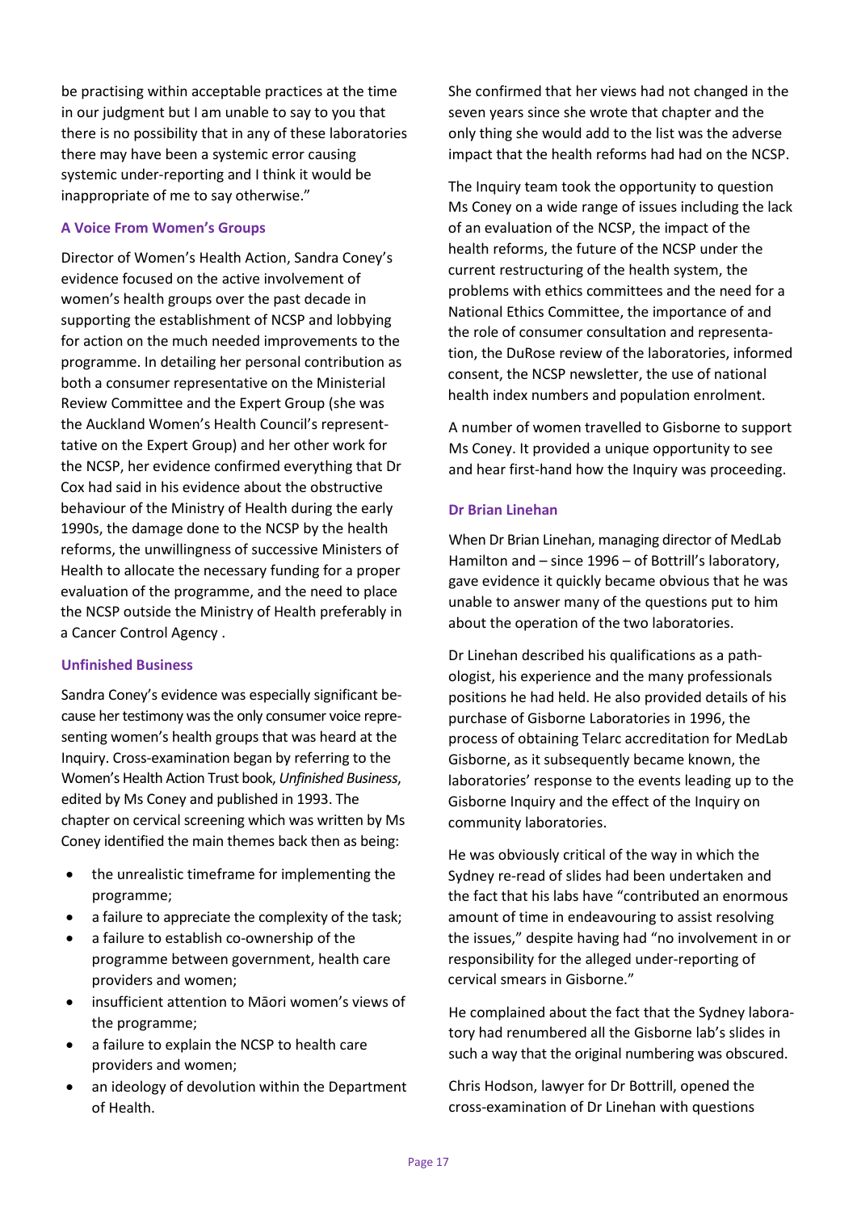be practising within acceptable practices at the time in our judgment but I am unable to say to you that there is no possibility that in any of these laboratories there may have been a systemic error causing systemic under-reporting and I think it would be inappropriate of me to say otherwise."

### A Voice From Women's Groups

Director of Women's Health Action, Sandra Coney's evidence focused on the active involvement of women's health groups over the past decade in supporting the establishment of NCSP and lobbying for action on the much needed improvements to the programme. In detailing her personal contribution as both a consumer representative on the Ministerial Review Committee and the Expert Group (she was the Auckland Women's Health Council's representtative on the Expert Group) and her other work for the NCSP, her evidence confirmed everything that Dr Cox had said in his evidence about the obstructive behaviour of the Ministry of Health during the early 1990s, the damage done to the NCSP by the health reforms, the unwillingness of successive Ministers of Health to allocate the necessary funding for a proper evaluation of the programme, and the need to place the NCSP outside the Ministry of Health preferably in a Cancer Control Agency .

### Unfinished Business

Sandra Coney's evidence was especially significant because her testimony was the only consumer voice representing women's health groups that was heard at the Inquiry. Cross-examination began by referring to the Women's Health Action Trust book, *Unfinished Business*, edited by Ms Coney and published in 1993. The chapter on cervical screening which was written by Ms Coney identified the main themes back then as being:

- the unrealistic timeframe for implementing the programme;
- a failure to appreciate the complexity of the task;
- a failure to establish co-ownership of the programme between government, health care providers and women;
- insufficient attention to Māori women's views of the programme;
- a failure to explain the NCSP to health care providers and women;
- an ideology of devolution within the Department of Health.

She confirmed that her views had not changed in the seven years since she wrote that chapter and the only thing she would add to the list was the adverse impact that the health reforms had had on the NCSP.

The Inquiry team took the opportunity to question Ms Coney on a wide range of issues including the lack of an evaluation of the NCSP, the impact of the health reforms, the future of the NCSP under the current restructuring of the health system, the problems with ethics committees and the need for a National Ethics Committee, the importance of and the role of consumer consultation and representation, the DuRose review of the laboratories, informed consent, the NCSP newsletter, the use of national health index numbers and population enrolment.

A number of women travelled to Gisborne to support Ms Coney. It provided a unique opportunity to see and hear first-hand how the Inquiry was proceeding.

### Dr Brian Linehan

When Dr Brian Linehan, managing director of MedLab Hamilton and – since 1996 – of Bottrill's laboratory, gave evidence it quickly became obvious that he was unable to answer many of the questions put to him about the operation of the two laboratories.

Dr Linehan described his qualifications as a pathologist, his experience and the many professionals positions he had held. He also provided details of his purchase of Gisborne Laboratories in 1996, the process of obtaining Telarc accreditation for MedLab Gisborne, as it subsequently became known, the laboratories' response to the events leading up to the Gisborne Inquiry and the effect of the Inquiry on community laboratories.

He was obviously critical of the way in which the Sydney re-read of slides had been undertaken and the fact that his labs have "contributed an enormous amount of time in endeavouring to assist resolving the issues," despite having had "no involvement in or responsibility for the alleged under-reporting of cervical smears in Gisborne."

He complained about the fact that the Sydney laboratory had renumbered all the Gisborne lab's slides in such a way that the original numbering was obscured.

Chris Hodson, lawyer for Dr Bottrill, opened the cross-examination of Dr Linehan with questions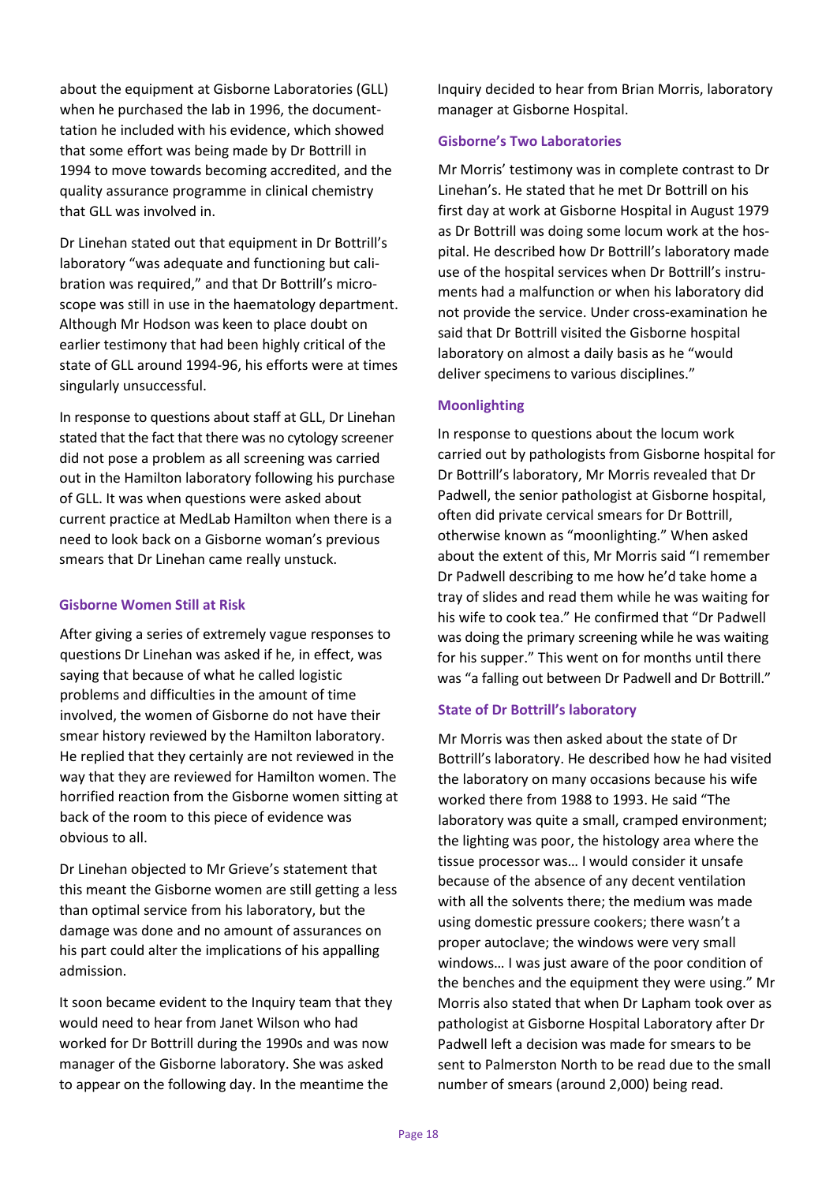about the equipment at Gisborne Laboratories (GLL) when he purchased the lab in 1996, the documenttation he included with his evidence, which showed that some effort was being made by Dr Bottrill in 1994 to move towards becoming accredited, and the quality assurance programme in clinical chemistry that GLL was involved in.

Dr Linehan stated out that equipment in Dr Bottrill's laboratory "was adequate and functioning but calibration was required," and that Dr Bottrill's microscope was still in use in the haematology department. Although Mr Hodson was keen to place doubt on earlier testimony that had been highly critical of the state of GLL around 1994-96, his efforts were at times singularly unsuccessful.

In response to questions about staff at GLL, Dr Linehan stated that the fact that there was no cytology screener did not pose a problem as all screening was carried out in the Hamilton laboratory following his purchase of GLL. It was when questions were asked about current practice at MedLab Hamilton when there is a need to look back on a Gisborne woman's previous smears that Dr Linehan came really unstuck.

### Gisborne Women Still at Risk

After giving a series of extremely vague responses to questions Dr Linehan was asked if he, in effect, was saying that because of what he called logistic problems and difficulties in the amount of time involved, the women of Gisborne do not have their smear history reviewed by the Hamilton laboratory. He replied that they certainly are not reviewed in the way that they are reviewed for Hamilton women. The horrified reaction from the Gisborne women sitting at back of the room to this piece of evidence was obvious to all.

Dr Linehan objected to Mr Grieve's statement that this meant the Gisborne women are still getting a less than optimal service from his laboratory, but the damage was done and no amount of assurances on his part could alter the implications of his appalling admission.

It soon became evident to the Inquiry team that they would need to hear from Janet Wilson who had worked for Dr Bottrill during the 1990s and was now manager of the Gisborne laboratory. She was asked to appear on the following day. In the meantime the Inquiry decided to hear from Brian Morris, laboratory manager at Gisborne Hospital.

### Gisborne's Two Laboratories

Mr Morris' testimony was in complete contrast to Dr Linehan's. He stated that he met Dr Bottrill on his first day at work at Gisborne Hospital in August 1979 as Dr Bottrill was doing some locum work at the hospital. He described how Dr Bottrill's laboratory made use of the hospital services when Dr Bottrill's instruments had a malfunction or when his laboratory did not provide the service. Under cross-examination he said that Dr Bottrill visited the Gisborne hospital laboratory on almost a daily basis as he "would deliver specimens to various disciplines."

### Moonlighting

In response to questions about the locum work carried out by pathologists from Gisborne hospital for Dr Bottrill's laboratory, Mr Morris revealed that Dr Padwell, the senior pathologist at Gisborne hospital, often did private cervical smears for Dr Bottrill, otherwise known as "moonlighting." When asked about the extent of this, Mr Morris said "I remember Dr Padwell describing to me how he'd take home a tray of slides and read them while he was waiting for his wife to cook tea." He confirmed that "Dr Padwell was doing the primary screening while he was waiting for his supper." This went on for months until there was "a falling out between Dr Padwell and Dr Bottrill."

### State of Dr Bottrill's laboratory

Mr Morris was then asked about the state of Dr Bottrill's laboratory. He described how he had visited the laboratory on many occasions because his wife worked there from 1988 to 1993. He said "The laboratory was quite a small, cramped environment; the lighting was poor, the histology area where the tissue processor was… I would consider it unsafe because of the absence of any decent ventilation with all the solvents there; the medium was made using domestic pressure cookers; there wasn't a proper autoclave; the windows were very small windows… I was just aware of the poor condition of the benches and the equipment they were using." Mr Morris also stated that when Dr Lapham took over as pathologist at Gisborne Hospital Laboratory after Dr Padwell left a decision was made for smears to be sent to Palmerston North to be read due to the small number of smears (around 2,000) being read.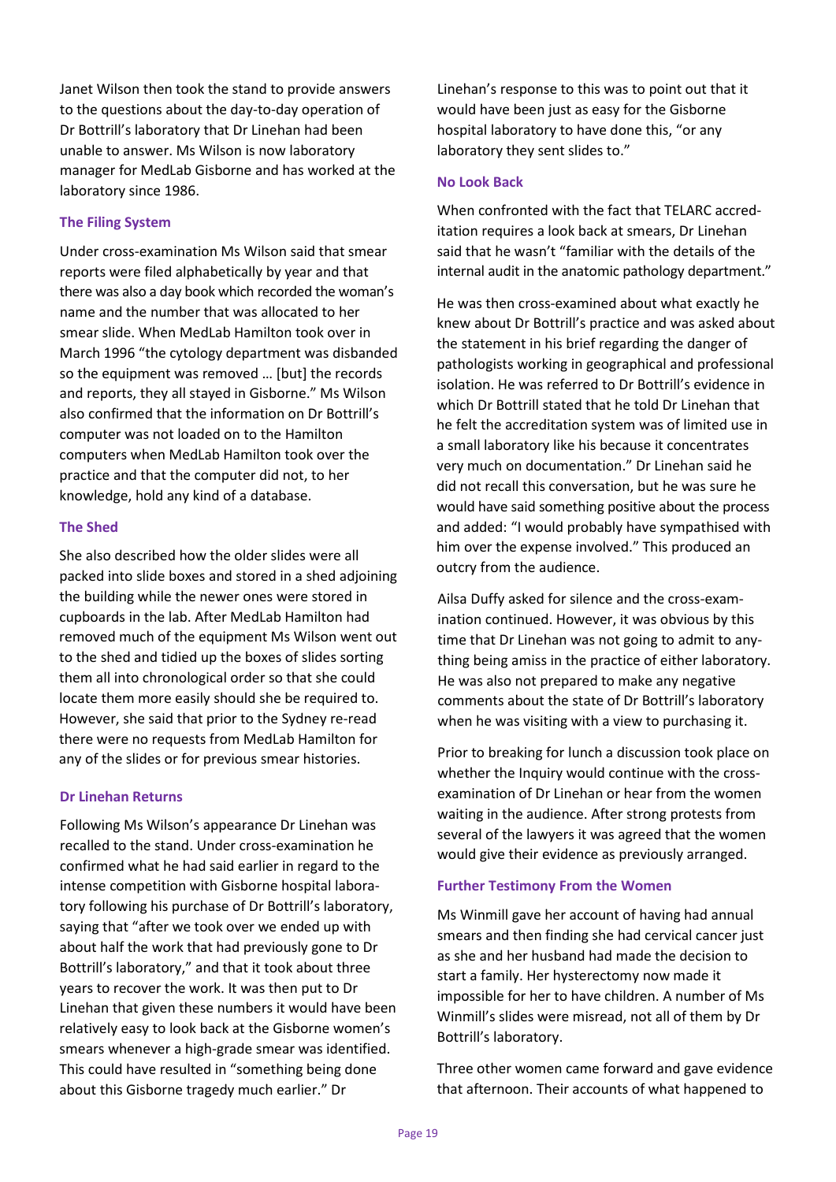Janet Wilson then took the stand to provide answers to the questions about the day-to-day operation of Dr Bottrill's laboratory that Dr Linehan had been unable to answer. Ms Wilson is now laboratory manager for MedLab Gisborne and has worked at the laboratory since 1986.

### The Filing System

Under cross-examination Ms Wilson said that smear reports were filed alphabetically by year and that there was also a day book which recorded the woman's name and the number that was allocated to her smear slide. When MedLab Hamilton took over in March 1996 "the cytology department was disbanded so the equipment was removed … [but] the records and reports, they all stayed in Gisborne." Ms Wilson also confirmed that the information on Dr Bottrill's computer was not loaded on to the Hamilton computers when MedLab Hamilton took over the practice and that the computer did not, to her knowledge, hold any kind of a database.

### The Shed

She also described how the older slides were all packed into slide boxes and stored in a shed adjoining the building while the newer ones were stored in cupboards in the lab. After MedLab Hamilton had removed much of the equipment Ms Wilson went out to the shed and tidied up the boxes of slides sorting them all into chronological order so that she could locate them more easily should she be required to. However, she said that prior to the Sydney re-read there were no requests from MedLab Hamilton for any of the slides or for previous smear histories.

### Dr Linehan Returns

Following Ms Wilson's appearance Dr Linehan was recalled to the stand. Under cross-examination he confirmed what he had said earlier in regard to the intense competition with Gisborne hospital laboratory following his purchase of Dr Bottrill's laboratory, saying that "after we took over we ended up with about half the work that had previously gone to Dr Bottrill's laboratory," and that it took about three years to recover the work. It was then put to Dr Linehan that given these numbers it would have been relatively easy to look back at the Gisborne women's smears whenever a high-grade smear was identified. This could have resulted in "something being done about this Gisborne tragedy much earlier." Dr Linehan's response to this was to point out that it would have been just as easy for the Gisborne hospital laboratory to have done this, "or any laboratory they sent slides to."

### No Look Back

When confronted with the fact that TELARC accreditation requires a look back at smears, Dr Linehan said that he wasn't "familiar with the details of the internal audit in the anatomic pathology department."

He was then cross-examined about what exactly he knew about Dr Bottrill's practice and was asked about the statement in his brief regarding the danger of pathologists working in geographical and professional isolation. He was referred to Dr Bottrill's evidence in which Dr Bottrill stated that he told Dr Linehan that he felt the accreditation system was of limited use in a small laboratory like his because it concentrates very much on documentation." Dr Linehan said he did not recall this conversation, but he was sure he would have said something positive about the process and added: "I would probably have sympathised with him over the expense involved." This produced an outcry from the audience.

Ailsa Duffy asked for silence and the cross-examination continued. However, it was obvious by this time that Dr Linehan was not going to admit to anything being amiss in the practice of either laboratory. He was also not prepared to make any negative comments about the state of Dr Bottrill's laboratory when he was visiting with a view to purchasing it.

Prior to breaking for lunch a discussion took place on whether the Inquiry would continue with the cross-examination of Dr Linehan or hear from the women waiting in the audience. After strong protests from several of the lawyers it was agreed that the women would give their evidence as previously arranged.

### Further Testimony From the Women

Ms Winmill gave her account of having had annual smears and then finding she had cervical cancer just as she and her husband had made the decision to start a family. Her hysterectomy now made it impossible for her to have children. A number of Ms Winmill's slides were misread, not all of them by Dr Bottrill's laboratory.

Three other women came forward and gave evidence that afternoon. Their accounts of what happened to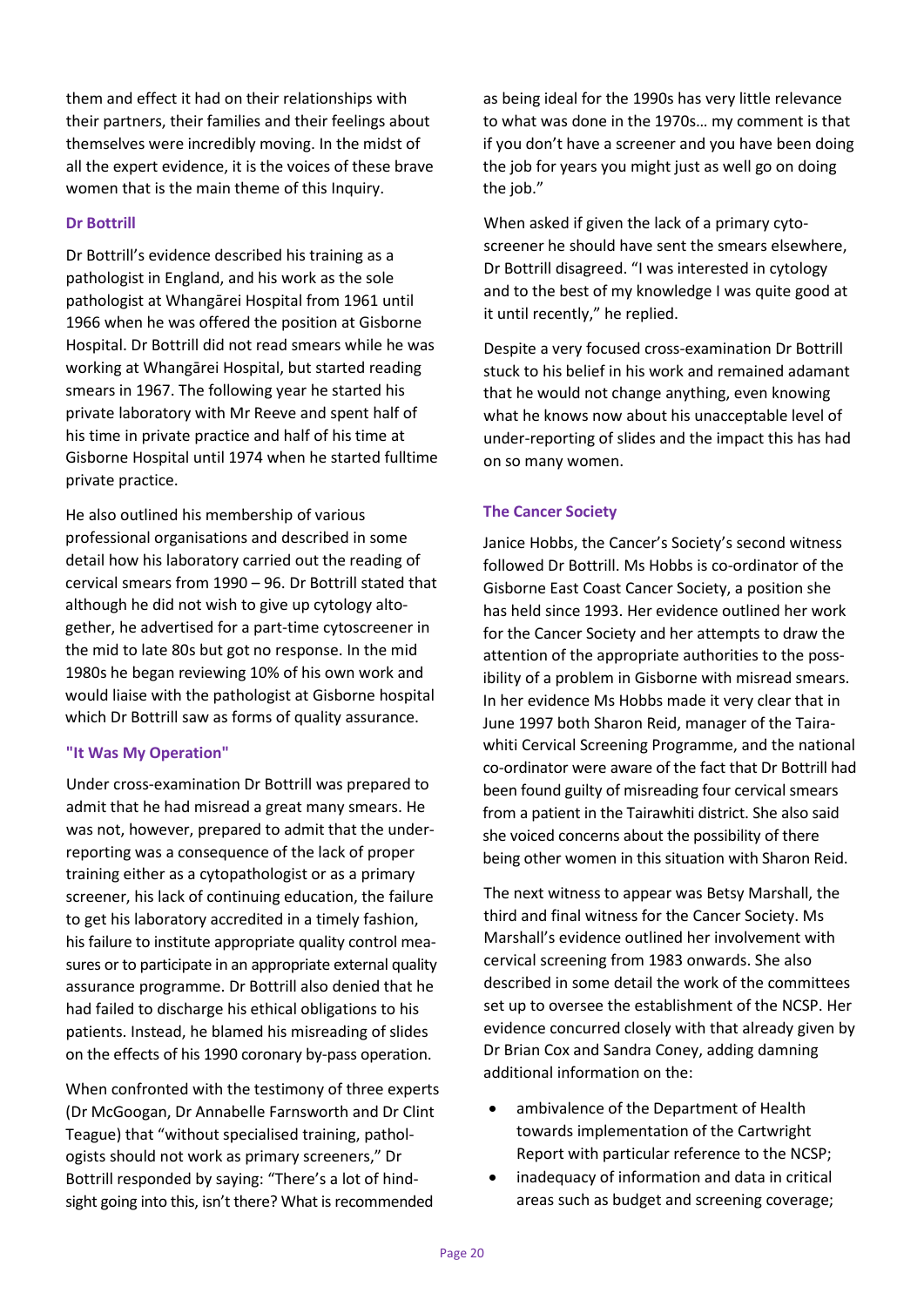them and effect it had on their relationships with their partners, their families and their feelings about themselves were incredibly moving. In the midst of all the expert evidence, it is the voices of these brave women that is the main theme of this Inquiry.

### Dr Bottrill

Dr Bottrill's evidence described his training as a pathologist in England, and his work as the sole pathologist at Whangārei Hospital from 1961 until 1966 when he was offered the position at Gisborne Hospital. Dr Bottrill did not read smears while he was working at Whangārei Hospital, but started reading smears in 1967. The following year he started his private laboratory with Mr Reeve and spent half of his time in private practice and half of his time at Gisborne Hospital until 1974 when he started fulltime private practice.

He also outlined his membership of various professional organisations and described in some detail how his laboratory carried out the reading of cervical smears from 1990 – 96. Dr Bottrill stated that although he did not wish to give up cytology altogether, he advertised for a part-time cytoscreener in the mid to late 80s but got no response. In the mid 1980s he began reviewing 10% of his own work and would liaise with the pathologist at Gisborne hospital which Dr Bottrill saw as forms of quality assurance.

### "It Was My Operation"

Under cross-examination Dr Bottrill was prepared to admit that he had misread a great many smears. He was not, however, prepared to admit that the under-reporting was a consequence of the lack of proper training either as a cytopathologist or as a primary screener, his lack of continuing education, the failure to get his laboratory accredited in a timely fashion, his failure to institute appropriate quality control measures or to participate in an appropriate external quality assurance programme. Dr Bottrill also denied that he had failed to discharge his ethical obligations to his patients. Instead, he blamed his misreading of slides on the effects of his 1990 coronary by-pass operation.

When confronted with the testimony of three experts (Dr McGoogan, Dr Annabelle Farnsworth and Dr Clint Teague) that "without specialised training, pathologists should not work as primary screeners," Dr Bottrill responded by saying: "There's a lot of hindsight going into this, isn't there? What is recommended as being ideal for the 1990s has very little relevance to what was done in the 1970s… my comment is that if you don't have a screener and you have been doing the job for years you might just as well go on doing the job."

When asked if given the lack of a primary cytoscreener he should have sent the smears elsewhere, Dr Bottrill disagreed. "I was interested in cytology and to the best of my knowledge I was quite good at it until recently," he replied.

Despite a very focused cross-examination Dr Bottrill stuck to his belief in his work and remained adamant that he would not change anything, even knowing what he knows now about his unacceptable level of under-reporting of slides and the impact this has had on so many women.

### The Cancer Society

Janice Hobbs, the Cancer's Society's second witness followed Dr Bottrill. Ms Hobbs is co-ordinator of the Gisborne East Coast Cancer Society, a position she has held since 1993. Her evidence outlined her work for the Cancer Society and her attempts to draw the attention of the appropriate authorities to the possibility of a problem in Gisborne with misread smears. In her evidence Ms Hobbs made it very clear that in June 1997 both Sharon Reid, manager of the Tairawhiti Cervical Screening Programme, and the national co-ordinator were aware of the fact that Dr Bottrill had been found guilty of misreading four cervical smears from a patient in the Tairawhiti district. She also said she voiced concerns about the possibility of there being other women in this situation with Sharon Reid.

The next witness to appear was Betsy Marshall, the third and final witness for the Cancer Society. Ms Marshall's evidence outlined her involvement with cervical screening from 1983 onwards. She also described in some detail the work of the committees set up to oversee the establishment of the NCSP. Her evidence concurred closely with that already given by Dr Brian Cox and Sandra Coney, adding damning additional information on the:

- ambivalence of the Department of Health towards implementation of the Cartwright Report with particular reference to the NCSP;
- inadequacy of information and data in critical areas such as budget and screening coverage;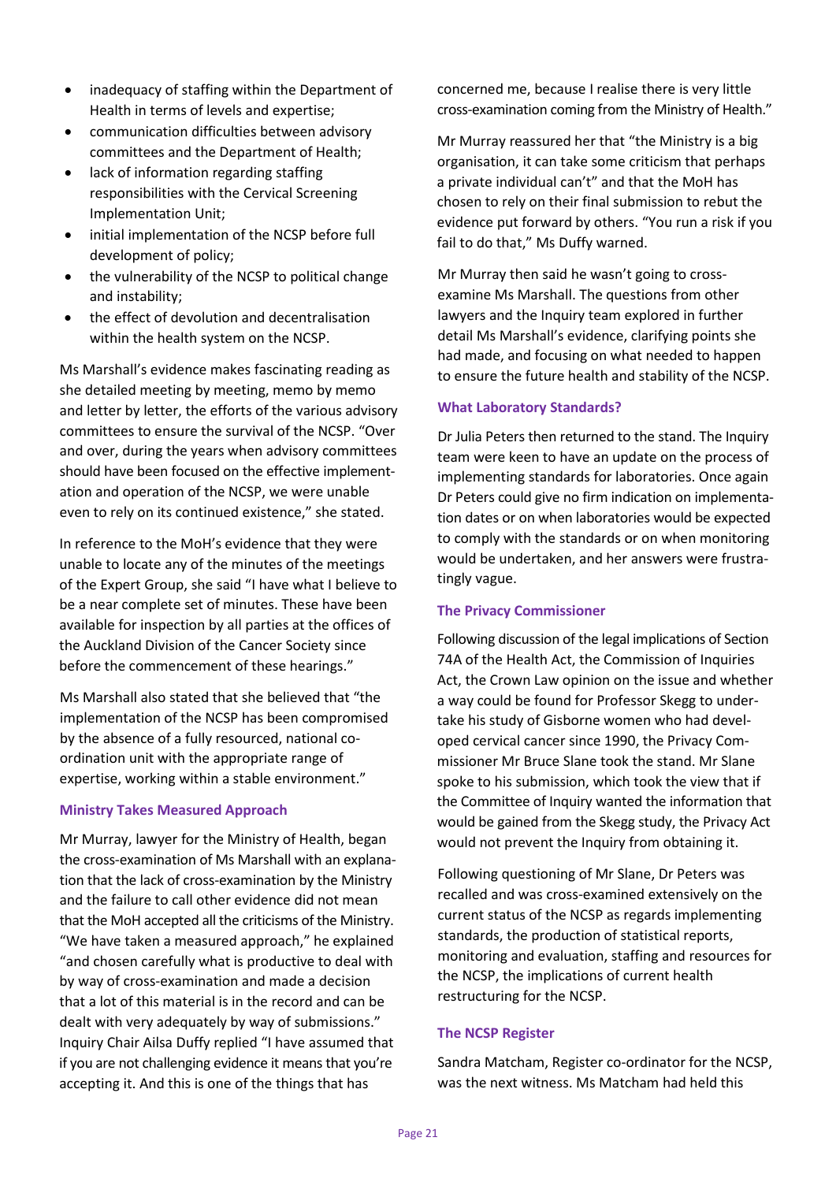- inadequacy of staffing within the Department of Health in terms of levels and expertise;
- communication difficulties between advisory committees and the Department of Health;
- lack of information regarding staffing responsibilities with the Cervical Screening Implementation Unit;
- initial implementation of the NCSP before full development of policy;
- the vulnerability of the NCSP to political change and instability;
- the effect of devolution and decentralisation within the health system on the NCSP.

Ms Marshall's evidence makes fascinating reading as she detailed meeting by meeting, memo by memo and letter by letter, the efforts of the various advisory committees to ensure the survival of the NCSP. "Over and over, during the years when advisory committees should have been focused on the effective implementation and operation of the NCSP, we were unable even to rely on its continued existence," she stated.

In reference to the MoH's evidence that they were unable to locate any of the minutes of the meetings of the Expert Group, she said "I have what I believe to be a near complete set of minutes. These have been available for inspection by all parties at the offices of the Auckland Division of the Cancer Society since before the commencement of these hearings."

Ms Marshall also stated that she believed that "the implementation of the NCSP has been compromised by the absence of a fully resourced, national co-ordination unit with the appropriate range of expertise, working within a stable environment."

### Ministry Takes Measured Approach

Mr Murray, lawyer for the Ministry of Health, began the cross-examination of Ms Marshall with an explanation that the lack of cross-examination by the Ministry and the failure to call other evidence did not mean that the MoH accepted all the criticisms of the Ministry. "We have taken a measured approach," he explained "and chosen carefully what is productive to deal with by way of cross-examination and made a decision that a lot of this material is in the record and can be dealt with very adequately by way of submissions." Inquiry Chair Ailsa Duffy replied "I have assumed that if you are not challenging evidence it means that you're accepting it. And this is one of the things that has concerned me, because I realise there is very little cross-examination coming from the Ministry of Health."

Mr Murray reassured her that "the Ministry is a big organisation, it can take some criticism that perhaps a private individual can't" and that the MoH has chosen to rely on their final submission to rebut the evidence put forward by others. "You run a risk if you fail to do that," Ms Duffy warned.

Mr Murray then said he wasn't going to cross-examine Ms Marshall. The questions from other lawyers and the Inquiry team explored in further detail Ms Marshall's evidence, clarifying points she had made, and focusing on what needed to happen to ensure the future health and stability of the NCSP.

### What Laboratory Standards?

Dr Julia Peters then returned to the stand. The Inquiry team were keen to have an update on the process of implementing standards for laboratories. Once again Dr Peters could give no firm indication on implementation dates or on when laboratories would be expected to comply with the standards or on when monitoring would be undertaken, and her answers were frustratingly vague.

### The Privacy Commissioner

Following discussion of the legal implications of Section 74A of the Health Act, the Commission of Inquiries Act, the Crown Law opinion on the issue and whether a way could be found for Professor Skegg to undertake his study of Gisborne women who had developed cervical cancer since 1990, the Privacy Commissioner Mr Bruce Slane took the stand. Mr Slane spoke to his submission, which took the view that if the Committee of Inquiry wanted the information that would be gained from the Skegg study, the Privacy Act would not prevent the Inquiry from obtaining it.

Following questioning of Mr Slane, Dr Peters was recalled and was cross-examined extensively on the current status of the NCSP as regards implementing standards, the production of statistical reports, monitoring and evaluation, staffing and resources for the NCSP, the implications of current health restructuring for the NCSP.

### The NCSP Register

Sandra Matcham, Register co-ordinator for the NCSP, was the next witness. Ms Matcham had held this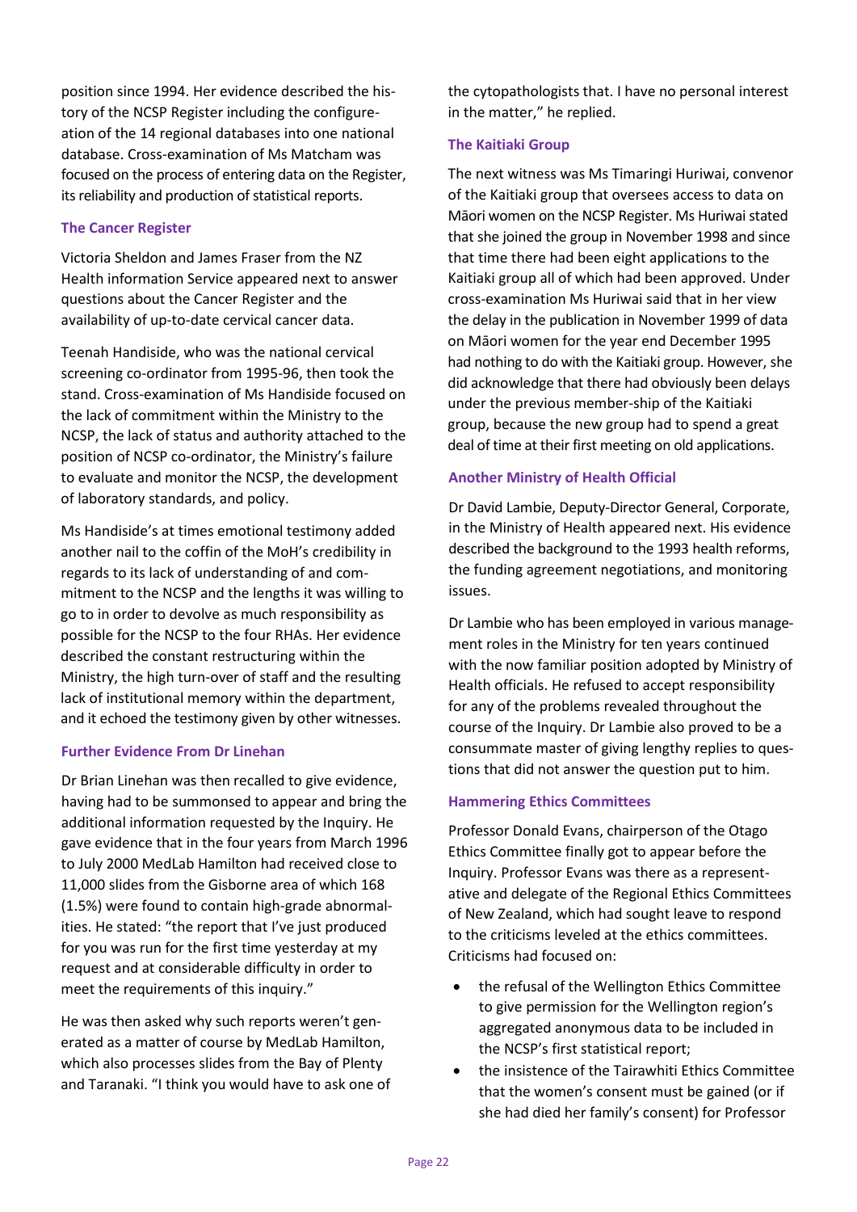position since 1994. Her evidence described the history of the NCSP Register including the configure-ation of the 14 regional databases into one national database. Cross-examination of Ms Matcham was focused on the process of entering data on the Register, its reliability and production of statistical reports.

### The Cancer Register

Victoria Sheldon and James Fraser from the NZ Health information Service appeared next to answer questions about the Cancer Register and the availability of up-to-date cervical cancer data.

Teenah Handiside, who was the national cervical screening co-ordinator from 1995-96, then took the stand. Cross-examination of Ms Handiside focused on the lack of commitment within the Ministry to the NCSP, the lack of status and authority attached to the position of NCSP co-ordinator, the Ministry's failure to evaluate and monitor the NCSP, the development of laboratory standards, and policy.

Ms Handiside's at times emotional testimony added another nail to the coffin of the MoH's credibility in regards to its lack of understanding of and commitment to the NCSP and the lengths it was willing to go to in order to devolve as much responsibility as possible for the NCSP to the four RHAs. Her evidence described the constant restructuring within the Ministry, the high turn-over of staff and the resulting lack of institutional memory within the department, and it echoed the testimony given by other witnesses.

### Further Evidence From Dr Linehan

Dr Brian Linehan was then recalled to give evidence, having had to be summonsed to appear and bring the additional information requested by the Inquiry. He gave evidence that in the four years from March 1996 to July 2000 MedLab Hamilton had received close to 11,000 slides from the Gisborne area of which 168 (1.5%) were found to contain high-grade abnormalities. He stated: "the report that I've just produced for you was run for the first time yesterday at my request and at considerable difficulty in order to meet the requirements of this inquiry."

He was then asked why such reports weren't generated as a matter of course by MedLab Hamilton, which also processes slides from the Bay of Plenty and Taranaki. "I think you would have to ask one of the cytopathologists that. I have no personal interest in the matter," he replied.

### The Kaitiaki Group

The next witness was Ms Timaringi Huriwai, convenor of the Kaitiaki group that oversees access to data on Māori women on the NCSP Register. Ms Huriwai stated that she joined the group in November 1998 and since that time there had been eight applications to the Kaitiaki group all of which had been approved. Under cross-examination Ms Huriwai said that in her view the delay in the publication in November 1999 of data on Māori women for the year end December 1995 had nothing to do with the Kaitiaki group. However, she did acknowledge that there had obviously been delays under the previous member-ship of the Kaitiaki group, because the new group had to spend a great deal of time at their first meeting on old applications.

### Another Ministry of Health Official

Dr David Lambie, Deputy-Director General, Corporate, in the Ministry of Health appeared next. His evidence described the background to the 1993 health reforms, the funding agreement negotiations, and monitoring issues.

Dr Lambie who has been employed in various management roles in the Ministry for ten years continued with the now familiar position adopted by Ministry of Health officials. He refused to accept responsibility for any of the problems revealed throughout the course of the Inquiry. Dr Lambie also proved to be a consummate master of giving lengthy replies to questions that did not answer the question put to him.

### Hammering Ethics Committees

Professor Donald Evans, chairperson of the Otago Ethics Committee finally got to appear before the Inquiry. Professor Evans was there as a representative and delegate of the Regional Ethics Committees of New Zealand, which had sought leave to respond to the criticisms leveled at the ethics committees. Criticisms had focused on:

- the refusal of the Wellington Ethics Committee to give permission for the Wellington region's aggregated anonymous data to be included in the NCSP's first statistical report;
- the insistence of the Tairawhiti Ethics Committee that the women's consent must be gained (or if she had died her family's consent) for Professor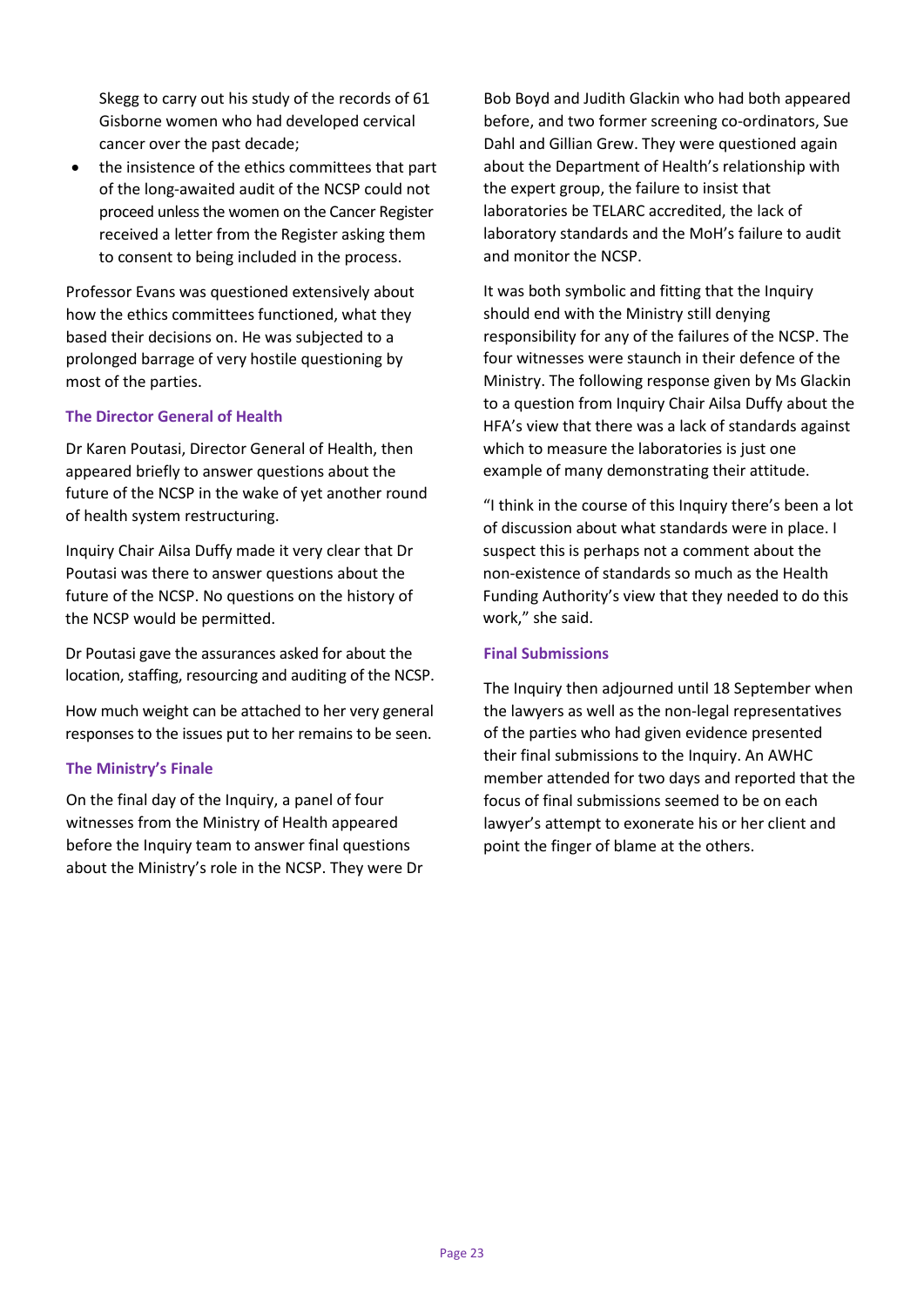Skegg to carry out his study of the records of 61 Gisborne women who had developed cervical cancer over the past decade;

- the insistence of the ethics committees that part of the long-awaited audit of the NCSP could not proceed unless the women on the Cancer Register received a letter from the Register asking them to consent to being included in the process.

Professor Evans was questioned extensively about how the ethics committees functioned, what they based their decisions on. He was subjected to a prolonged barrage of very hostile questioning by most of the parties.

### The Director General of Health

Dr Karen Poutasi, Director General of Health, then appeared briefly to answer questions about the future of the NCSP in the wake of yet another round of health system restructuring.

Inquiry Chair Ailsa Duffy made it very clear that Dr Poutasi was there to answer questions about the future of the NCSP. No questions on the history of the NCSP would be permitted.

Dr Poutasi gave the assurances asked for about the location, staffing, resourcing and auditing of the NCSP.

How much weight can be attached to her very general responses to the issues put to her remains to be seen.

### The Ministry's Finale

On the final day of the Inquiry, a panel of four witnesses from the Ministry of Health appeared before the Inquiry team to answer final questions about the Ministry's role in the NCSP. They were Dr Bob Boyd and Judith Glackin who had both appeared before, and two former screening co-ordinators, Sue Dahl and Gillian Grew. They were questioned again about the Department of Health's relationship with the expert group, the failure to insist that laboratories be TELARC accredited, the lack of laboratory standards and the MoH's failure to audit and monitor the NCSP.

It was both symbolic and fitting that the Inquiry should end with the Ministry still denying responsibility for any of the failures of the NCSP. The four witnesses were staunch in their defence of the Ministry. The following response given by Ms Glackin to a question from Inquiry Chair Ailsa Duffy about the HFA's view that there was a lack of standards against which to measure the laboratories is just one example of many demonstrating their attitude.

"I think in the course of this Inquiry there's been a lot of discussion about what standards were in place. I suspect this is perhaps not a comment about the non-existence of standards so much as the Health Funding Authority's view that they needed to do this work," she said.

### Final Submissions

The Inquiry then adjourned until 18 September when the lawyers as well as the non-legal representatives of the parties who had given evidence presented their final submissions to the Inquiry. An AWHC member attended for two days and reported that the focus of final submissions seemed to be on each lawyer's attempt to exonerate his or her client and point the finger of blame at the others.